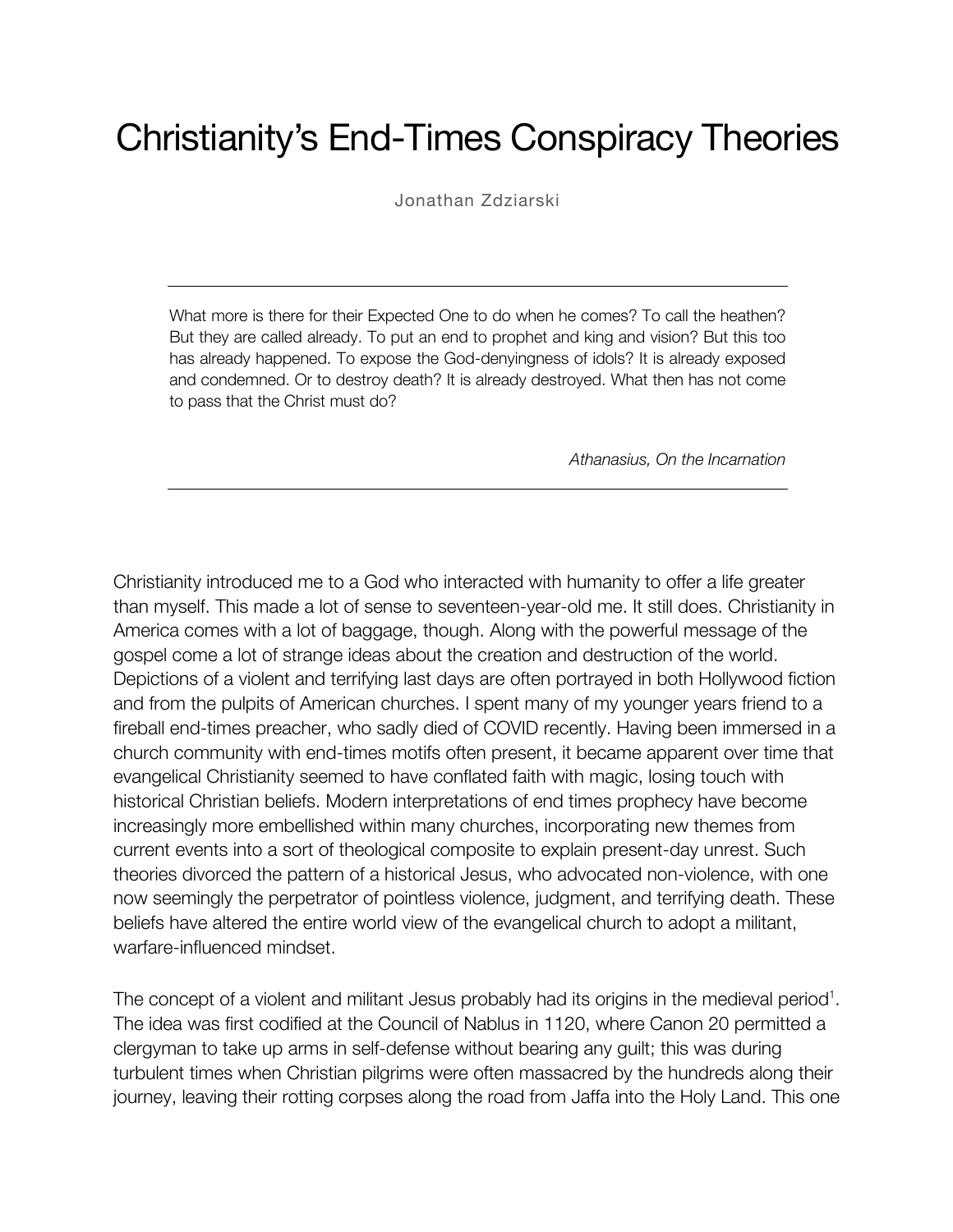# Christianity's End-Times Conspiracy Theories

Jonathan Zdziarski

---

What more is there for their Expected One to do when he comes? To call the heathen? But they are called already. To put an end to prophet and king and vision? But this too has already happened. To expose the God-denyingness of idols? It is already exposed and condemned. Or to destroy death? It is already destroyed. What then has not come to pass that the Christ must do?

*Athanasius, On the Incarnation*

---

Christianity introduced me to a God who interacted with humanity to offer a life greater than myself. This made a lot of sense to seventeen-year-old me. It still does. Christianity in America comes with a lot of baggage, though. Along with the powerful message of the gospel come a lot of strange ideas about the creation and destruction of the world. Depictions of a violent and terrifying last days are often portrayed in both Hollywood fiction and from the pulpits of American churches. I spent many of my younger years friend to a fireball end-times preacher, who sadly died of COVID recently. Having been immersed in a church community with end-times motifs often present, it became apparent over time that evangelical Christianity seemed to have conflated faith with magic, losing touch with historical Christian beliefs. Modern interpretations of end times prophecy have become increasingly more embellished within many churches, incorporating new themes from current events into a sort of theological composite to explain present-day unrest. Such theories divorced the pattern of a historical Jesus, who advocated non-violence, with one now seemingly the perpetrator of pointless violence, judgment, and terrifying death. These beliefs have altered the entire world view of the evangelical church to adopt a militant, warfare-influenced mindset.

The concept of a violent and militant Jesus probably had its origins in the medieval period[1]. The idea was first codified at the Council of Nablus in 1120, where Canon 20 permitted a clergyman to take up arms in self-defense without bearing any guilt; this was during turbulent times when Christian pilgrims were often massacred by the hundreds along their journey, leaving their rotting corpses along the road from Jaffa into the Holy Land. This one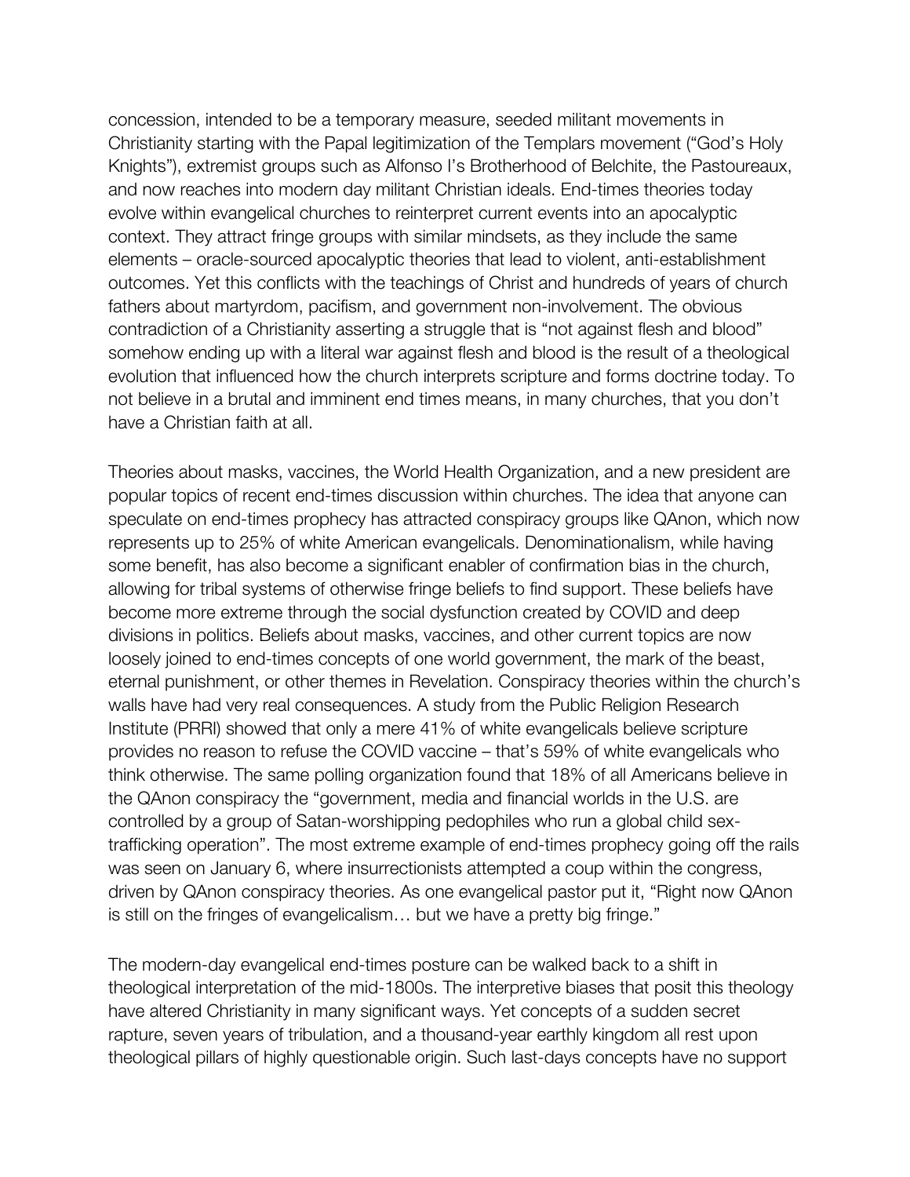concession, intended to be a temporary measure, seeded militant movements in Christianity starting with the Papal legitimization of the Templars movement ("God's Holy Knights"), extremist groups such as Alfonso I's Brotherhood of Belchite, the Pastoureaux, and now reaches into modern day militant Christian ideals. End-times theories today evolve within evangelical churches to reinterpret current events into an apocalyptic context. They attract fringe groups with similar mindsets, as they include the same elements – oracle-sourced apocalyptic theories that lead to violent, anti-establishment outcomes. Yet this conflicts with the teachings of Christ and hundreds of years of church fathers about martyrdom, pacifism, and government non-involvement. The obvious contradiction of a Christianity asserting a struggle that is "not against flesh and blood" somehow ending up with a literal war against flesh and blood is the result of a theological evolution that influenced how the church interprets scripture and forms doctrine today. To not believe in a brutal and imminent end times means, in many churches, that you don't have a Christian faith at all.

Theories about masks, vaccines, the World Health Organization, and a new president are popular topics of recent end-times discussion within churches. The idea that anyone can speculate on end-times prophecy has attracted conspiracy groups like QAnon, which now represents up to 25% of white American evangelicals. Denominationalism, while having some benefit, has also become a significant enabler of confirmation bias in the church, allowing for tribal systems of otherwise fringe beliefs to find support. These beliefs have become more extreme through the social dysfunction created by COVID and deep divisions in politics. Beliefs about masks, vaccines, and other current topics are now loosely joined to end-times concepts of one world government, the mark of the beast, eternal punishment, or other themes in Revelation. Conspiracy theories within the church's walls have had very real consequences. A study from the Public Religion Research Institute (PRRI) showed that only a mere 41% of white evangelicals believe scripture provides no reason to refuse the COVID vaccine – that's 59% of white evangelicals who think otherwise. The same polling organization found that 18% of all Americans believe in the QAnon conspiracy the "government, media and financial worlds in the U.S. are controlled by a group of Satan-worshipping pedophiles who run a global child sex-trafficking operation". The most extreme example of end-times prophecy going off the rails was seen on January 6, where insurrectionists attempted a coup within the congress, driven by QAnon conspiracy theories. As one evangelical pastor put it, "Right now QAnon is still on the fringes of evangelicalism… but we have a pretty big fringe."

The modern-day evangelical end-times posture can be walked back to a shift in theological interpretation of the mid-1800s. The interpretive biases that posit this theology have altered Christianity in many significant ways. Yet concepts of a sudden secret rapture, seven years of tribulation, and a thousand-year earthly kingdom all rest upon theological pillars of highly questionable origin. Such last-days concepts have no support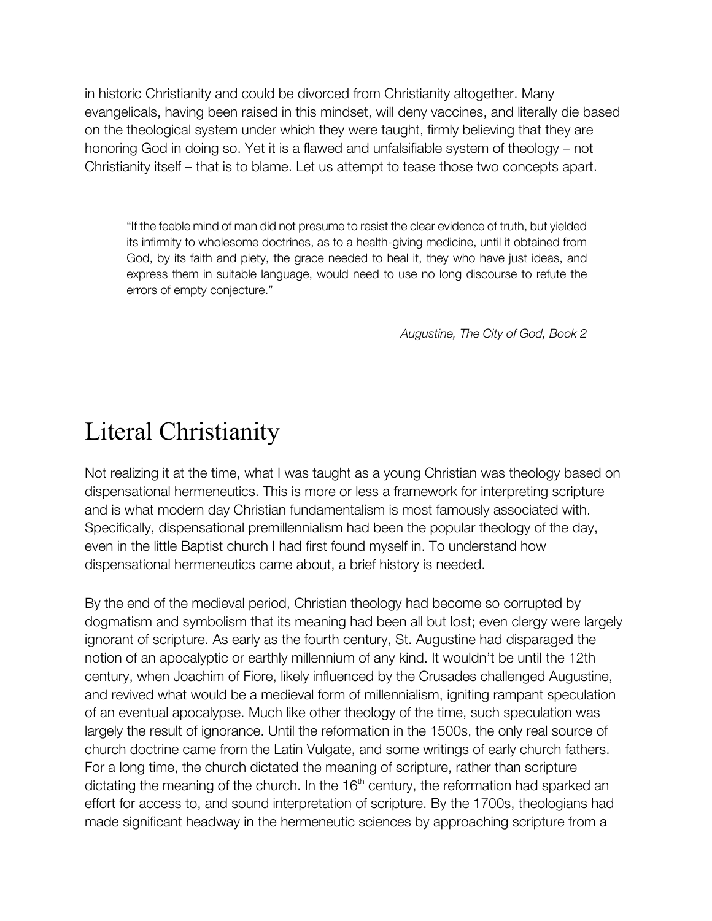in historic Christianity and could be divorced from Christianity altogether. Many evangelicals, having been raised in this mindset, will deny vaccines, and literally die based on the theological system under which they were taught, firmly believing that they are honoring God in doing so. Yet it is a flawed and unfalsifiable system of theology – not Christianity itself – that is to blame. Let us attempt to tease those two concepts apart.

---

> "If the feeble mind of man did not presume to resist the clear evidence of truth, but yielded its infirmity to wholesome doctrines, as to a health-giving medicine, until it obtained from God, by its faith and piety, the grace needed to heal it, they who have just ideas, and express them in suitable language, would need to use no long discourse to refute the errors of empty conjecture."
>
> *Augustine, The City of God, Book 2*

---

# Literal Christianity

Not realizing it at the time, what I was taught as a young Christian was theology based on dispensational hermeneutics. This is more or less a framework for interpreting scripture and is what modern day Christian fundamentalism is most famously associated with. Specifically, dispensational premillennialism had been the popular theology of the day, even in the little Baptist church I had first found myself in. To understand how dispensational hermeneutics came about, a brief history is needed.

By the end of the medieval period, Christian theology had become so corrupted by dogmatism and symbolism that its meaning had been all but lost; even clergy were largely ignorant of scripture. As early as the fourth century, St. Augustine had disparaged the notion of an apocalyptic or earthly millennium of any kind. It wouldn't be until the 12th century, when Joachim of Fiore, likely influenced by the Crusades challenged Augustine, and revived what would be a medieval form of millennialism, igniting rampant speculation of an eventual apocalypse. Much like other theology of the time, such speculation was largely the result of ignorance. Until the reformation in the 1500s, the only real source of church doctrine came from the Latin Vulgate, and some writings of early church fathers. For a long time, the church dictated the meaning of scripture, rather than scripture dictating the meaning of the church. In the 16th century, the reformation had sparked an effort for access to, and sound interpretation of scripture. By the 1700s, theologians had made significant headway in the hermeneutic sciences by approaching scripture from a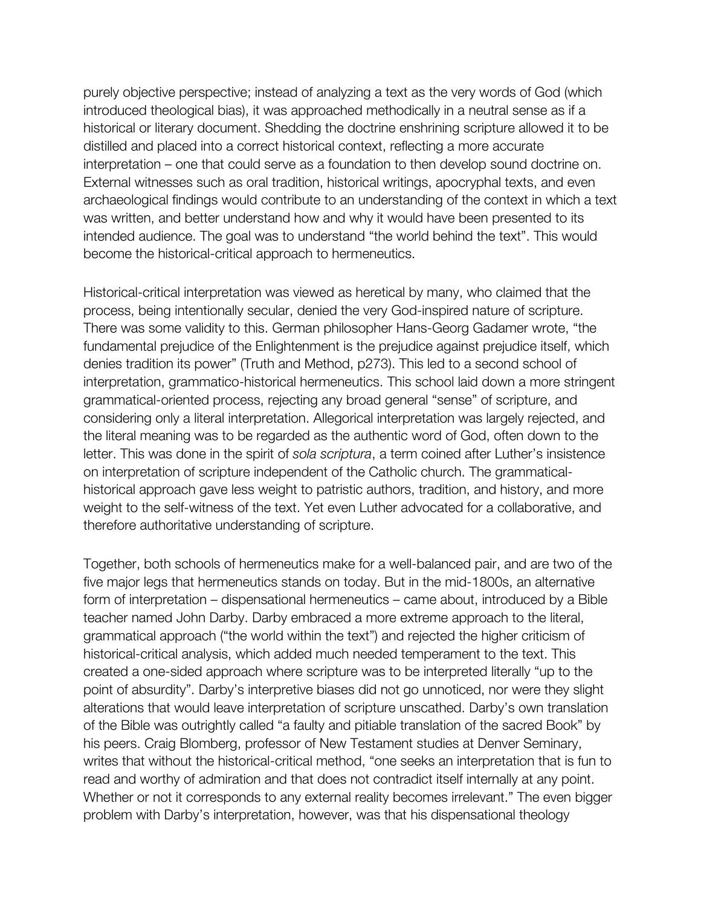purely objective perspective; instead of analyzing a text as the very words of God (which introduced theological bias), it was approached methodically in a neutral sense as if a historical or literary document. Shedding the doctrine enshrining scripture allowed it to be distilled and placed into a correct historical context, reflecting a more accurate interpretation – one that could serve as a foundation to then develop sound doctrine on. External witnesses such as oral tradition, historical writings, apocryphal texts, and even archaeological findings would contribute to an understanding of the context in which a text was written, and better understand how and why it would have been presented to its intended audience. The goal was to understand "the world behind the text". This would become the historical-critical approach to hermeneutics.

Historical-critical interpretation was viewed as heretical by many, who claimed that the process, being intentionally secular, denied the very God-inspired nature of scripture. There was some validity to this. German philosopher Hans-Georg Gadamer wrote, "the fundamental prejudice of the Enlightenment is the prejudice against prejudice itself, which denies tradition its power" (Truth and Method, p273). This led to a second school of interpretation, grammatico-historical hermeneutics. This school laid down a more stringent grammatical-oriented process, rejecting any broad general "sense" of scripture, and considering only a literal interpretation. Allegorical interpretation was largely rejected, and the literal meaning was to be regarded as the authentic word of God, often down to the letter. This was done in the spirit of *sola scriptura*, a term coined after Luther's insistence on interpretation of scripture independent of the Catholic church. The grammatical-historical approach gave less weight to patristic authors, tradition, and history, and more weight to the self-witness of the text. Yet even Luther advocated for a collaborative, and therefore authoritative understanding of scripture.

Together, both schools of hermeneutics make for a well-balanced pair, and are two of the five major legs that hermeneutics stands on today. But in the mid-1800s, an alternative form of interpretation – dispensational hermeneutics – came about, introduced by a Bible teacher named John Darby. Darby embraced a more extreme approach to the literal, grammatical approach ("the world within the text") and rejected the higher criticism of historical-critical analysis, which added much needed temperament to the text. This created a one-sided approach where scripture was to be interpreted literally "up to the point of absurdity". Darby's interpretive biases did not go unnoticed, nor were they slight alterations that would leave interpretation of scripture unscathed. Darby's own translation of the Bible was outrightly called "a faulty and pitiable translation of the sacred Book" by his peers. Craig Blomberg, professor of New Testament studies at Denver Seminary, writes that without the historical-critical method, "one seeks an interpretation that is fun to read and worthy of admiration and that does not contradict itself internally at any point. Whether or not it corresponds to any external reality becomes irrelevant." The even bigger problem with Darby's interpretation, however, was that his dispensational theology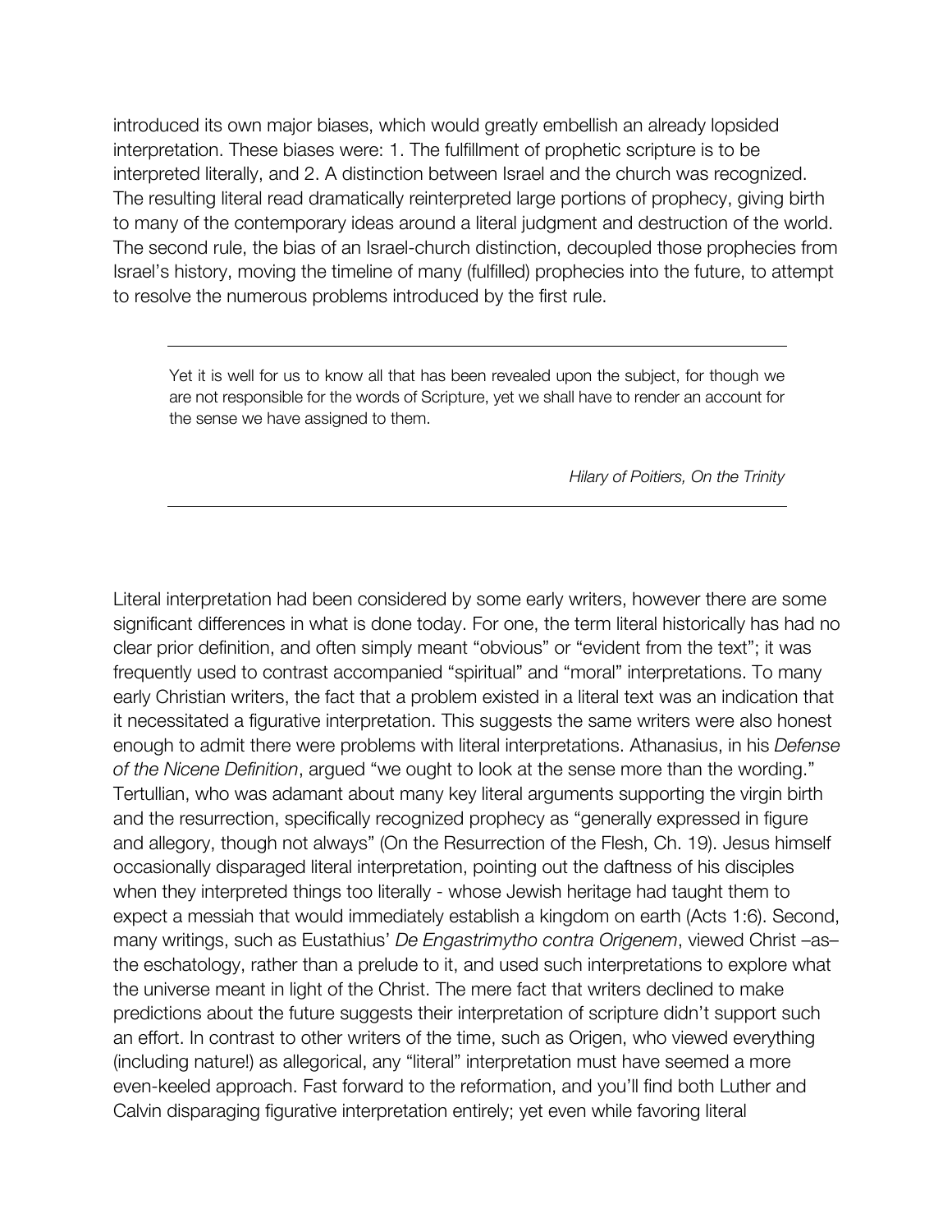introduced its own major biases, which would greatly embellish an already lopsided interpretation. These biases were: 1. The fulfillment of prophetic scripture is to be interpreted literally, and 2. A distinction between Israel and the church was recognized. The resulting literal read dramatically reinterpreted large portions of prophecy, giving birth to many of the contemporary ideas around a literal judgment and destruction of the world. The second rule, the bias of an Israel-church distinction, decoupled those prophecies from Israel's history, moving the timeline of many (fulfilled) prophecies into the future, to attempt to resolve the numerous problems introduced by the first rule.

---

> Yet it is well for us to know all that has been revealed upon the subject, for though we are not responsible for the words of Scripture, yet we shall have to render an account for the sense we have assigned to them.
>
> *Hilary of Poitiers, On the Trinity*

---

Literal interpretation had been considered by some early writers, however there are some significant differences in what is done today. For one, the term literal historically has had no clear prior definition, and often simply meant "obvious" or "evident from the text"; it was frequently used to contrast accompanied "spiritual" and "moral" interpretations. To many early Christian writers, the fact that a problem existed in a literal text was an indication that it necessitated a figurative interpretation. This suggests the same writers were also honest enough to admit there were problems with literal interpretations. Athanasius, in his *Defense of the Nicene Definition*, argued "we ought to look at the sense more than the wording." Tertullian, who was adamant about many key literal arguments supporting the virgin birth and the resurrection, specifically recognized prophecy as "generally expressed in figure and allegory, though not always" (On the Resurrection of the Flesh, Ch. 19). Jesus himself occasionally disparaged literal interpretation, pointing out the daftness of his disciples when they interpreted things too literally - whose Jewish heritage had taught them to expect a messiah that would immediately establish a kingdom on earth (Acts 1:6). Second, many writings, such as Eustathius' *De Engastrimytho contra Origenem*, viewed Christ –as– the eschatology, rather than a prelude to it, and used such interpretations to explore what the universe meant in light of the Christ. The mere fact that writers declined to make predictions about the future suggests their interpretation of scripture didn't support such an effort. In contrast to other writers of the time, such as Origen, who viewed everything (including nature!) as allegorical, any "literal" interpretation must have seemed a more even-keeled approach. Fast forward to the reformation, and you'll find both Luther and Calvin disparaging figurative interpretation entirely; yet even while favoring literal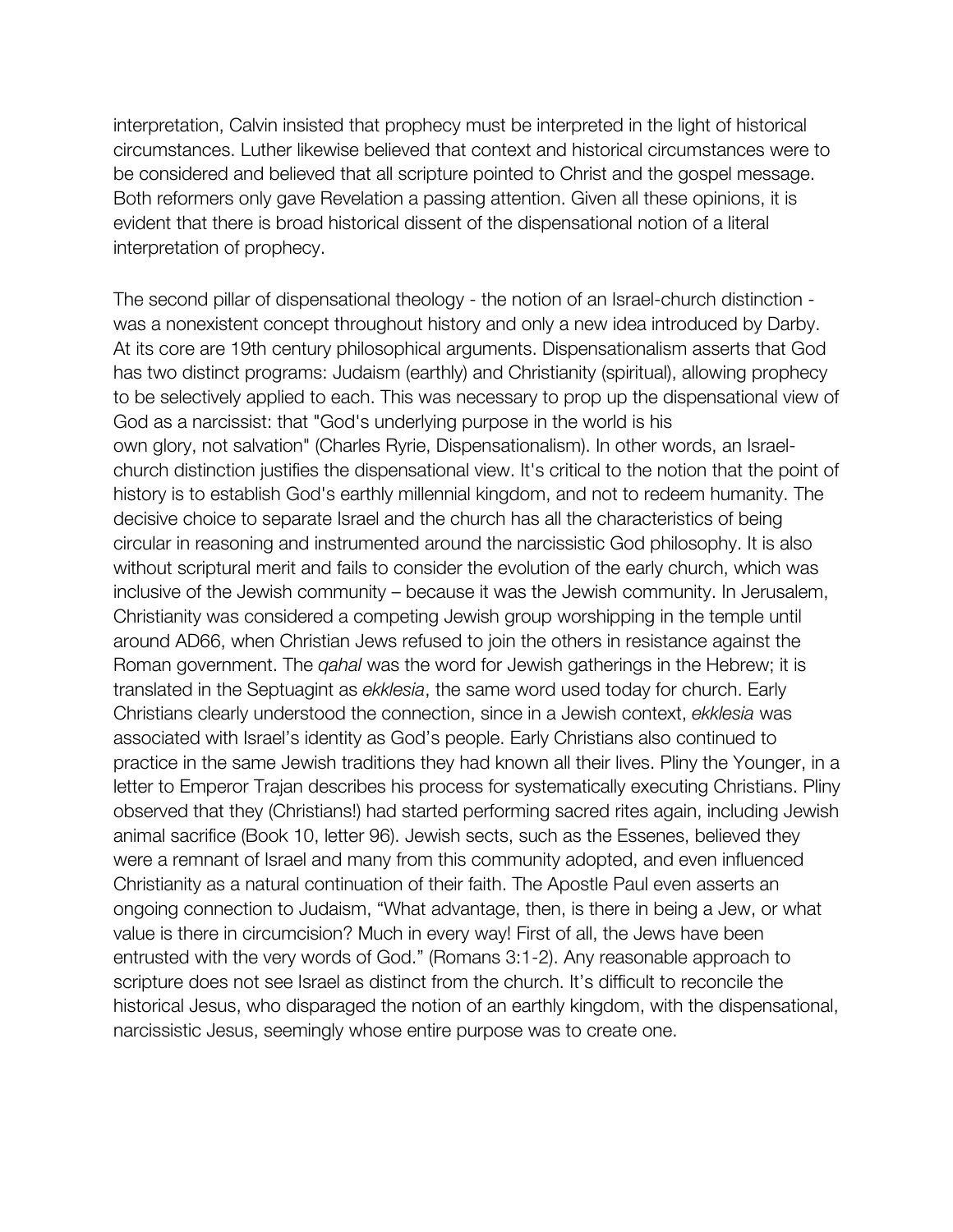interpretation, Calvin insisted that prophecy must be interpreted in the light of historical circumstances. Luther likewise believed that context and historical circumstances were to be considered and believed that all scripture pointed to Christ and the gospel message. Both reformers only gave Revelation a passing attention. Given all these opinions, it is evident that there is broad historical dissent of the dispensational notion of a literal interpretation of prophecy.

The second pillar of dispensational theology - the notion of an Israel-church distinction - was a nonexistent concept throughout history and only a new idea introduced by Darby. At its core are 19th century philosophical arguments. Dispensationalism asserts that God has two distinct programs: Judaism (earthly) and Christianity (spiritual), allowing prophecy to be selectively applied to each. This was necessary to prop up the dispensational view of God as a narcissist: that "God's underlying purpose in the world is his own glory, not salvation" (Charles Ryrie, Dispensationalism). In other words, an Israel-church distinction justifies the dispensational view. It's critical to the notion that the point of history is to establish God's earthly millennial kingdom, and not to redeem humanity. The decisive choice to separate Israel and the church has all the characteristics of being circular in reasoning and instrumented around the narcissistic God philosophy. It is also without scriptural merit and fails to consider the evolution of the early church, which was inclusive of the Jewish community – because it was the Jewish community. In Jerusalem, Christianity was considered a competing Jewish group worshipping in the temple until around AD66, when Christian Jews refused to join the others in resistance against the Roman government. The *qahal* was the word for Jewish gatherings in the Hebrew; it is translated in the Septuagint as *ekklesia*, the same word used today for church. Early Christians clearly understood the connection, since in a Jewish context, *ekklesia* was associated with Israel's identity as God's people. Early Christians also continued to practice in the same Jewish traditions they had known all their lives. Pliny the Younger, in a letter to Emperor Trajan describes his process for systematically executing Christians. Pliny observed that they (Christians!) had started performing sacred rites again, including Jewish animal sacrifice (Book 10, letter 96). Jewish sects, such as the Essenes, believed they were a remnant of Israel and many from this community adopted, and even influenced Christianity as a natural continuation of their faith. The Apostle Paul even asserts an ongoing connection to Judaism, "What advantage, then, is there in being a Jew, or what value is there in circumcision? Much in every way! First of all, the Jews have been entrusted with the very words of God." (Romans 3:1-2). Any reasonable approach to scripture does not see Israel as distinct from the church. It's difficult to reconcile the historical Jesus, who disparaged the notion of an earthly kingdom, with the dispensational, narcissistic Jesus, seemingly whose entire purpose was to create one.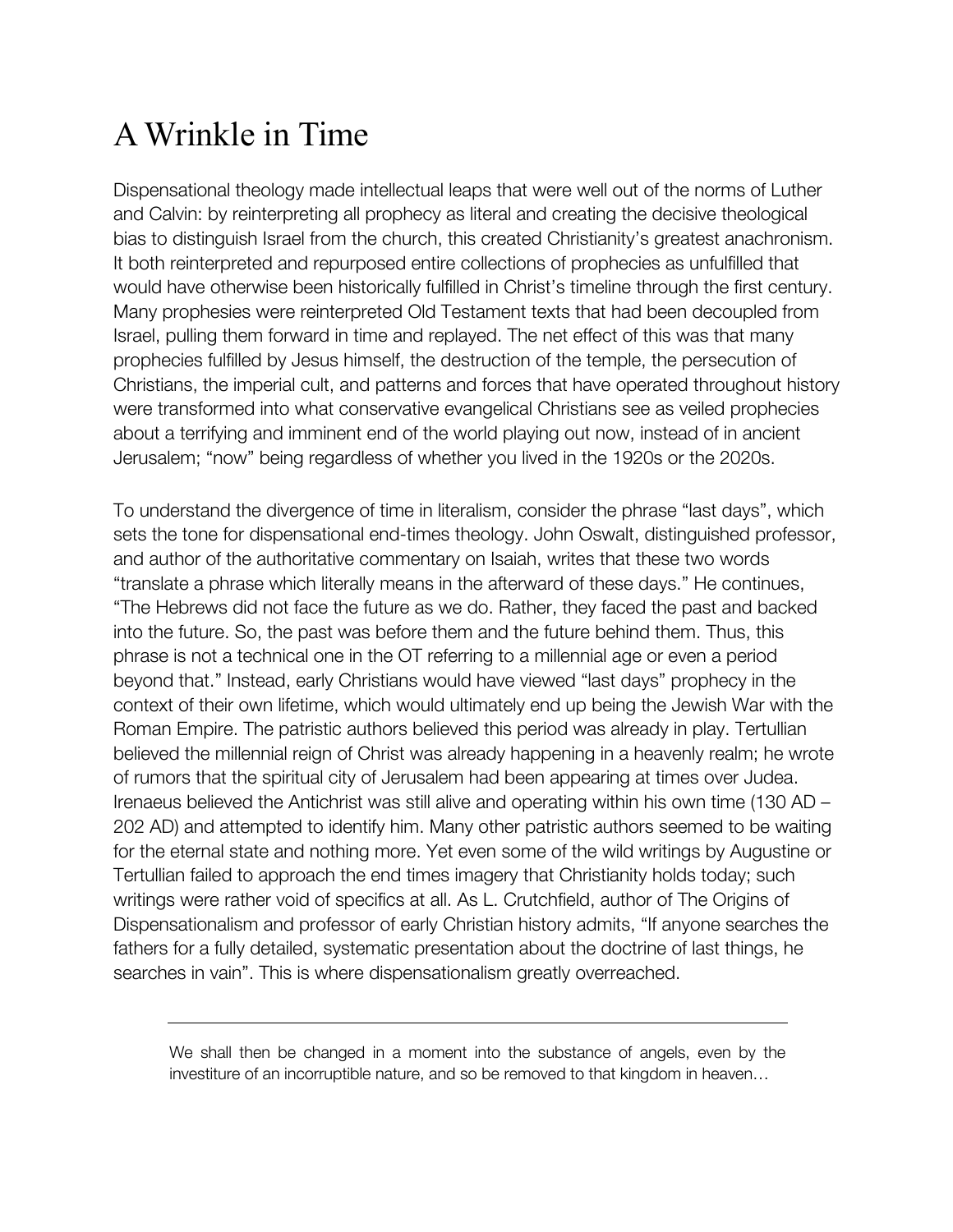# A Wrinkle in Time

Dispensational theology made intellectual leaps that were well out of the norms of Luther and Calvin: by reinterpreting all prophecy as literal and creating the decisive theological bias to distinguish Israel from the church, this created Christianity's greatest anachronism. It both reinterpreted and repurposed entire collections of prophecies as unfulfilled that would have otherwise been historically fulfilled in Christ's timeline through the first century. Many prophesies were reinterpreted Old Testament texts that had been decoupled from Israel, pulling them forward in time and replayed. The net effect of this was that many prophecies fulfilled by Jesus himself, the destruction of the temple, the persecution of Christians, the imperial cult, and patterns and forces that have operated throughout history were transformed into what conservative evangelical Christians see as veiled prophecies about a terrifying and imminent end of the world playing out now, instead of in ancient Jerusalem; "now" being regardless of whether you lived in the 1920s or the 2020s.

To understand the divergence of time in literalism, consider the phrase "last days", which sets the tone for dispensational end-times theology. John Oswalt, distinguished professor, and author of the authoritative commentary on Isaiah, writes that these two words "translate a phrase which literally means in the afterward of these days." He continues, "The Hebrews did not face the future as we do. Rather, they faced the past and backed into the future. So, the past was before them and the future behind them. Thus, this phrase is not a technical one in the OT referring to a millennial age or even a period beyond that." Instead, early Christians would have viewed "last days" prophecy in the context of their own lifetime, which would ultimately end up being the Jewish War with the Roman Empire. The patristic authors believed this period was already in play. Tertullian believed the millennial reign of Christ was already happening in a heavenly realm; he wrote of rumors that the spiritual city of Jerusalem had been appearing at times over Judea. Irenaeus believed the Antichrist was still alive and operating within his own time (130 AD – 202 AD) and attempted to identify him. Many other patristic authors seemed to be waiting for the eternal state and nothing more. Yet even some of the wild writings by Augustine or Tertullian failed to approach the end times imagery that Christianity holds today; such writings were rather void of specifics at all. As L. Crutchfield, author of The Origins of Dispensationalism and professor of early Christian history admits, "If anyone searches the fathers for a fully detailed, systematic presentation about the doctrine of last things, he searches in vain". This is where dispensationalism greatly overreached.

---

> We shall then be changed in a moment into the substance of angels, even by the investiture of an incorruptible nature, and so be removed to that kingdom in heaven…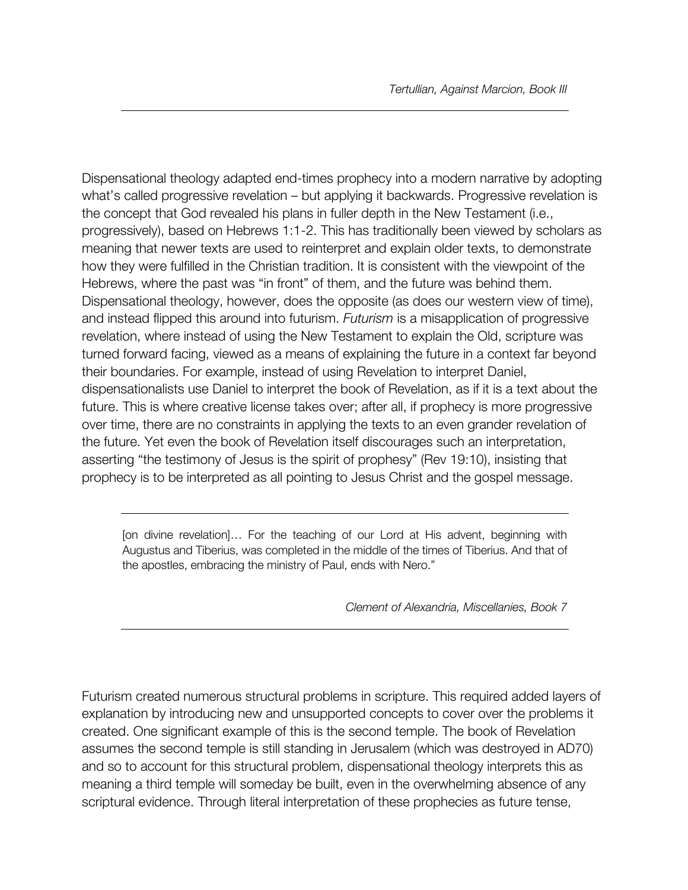*Tertullian, Against Marcion, Book III*

---

Dispensational theology adapted end-times prophecy into a modern narrative by adopting what's called progressive revelation – but applying it backwards. Progressive revelation is the concept that God revealed his plans in fuller depth in the New Testament (i.e., progressively), based on Hebrews 1:1-2. This has traditionally been viewed by scholars as meaning that newer texts are used to reinterpret and explain older texts, to demonstrate how they were fulfilled in the Christian tradition. It is consistent with the viewpoint of the Hebrews, where the past was "in front" of them, and the future was behind them. Dispensational theology, however, does the opposite (as does our western view of time), and instead flipped this around into futurism. *Futurism* is a misapplication of progressive revelation, where instead of using the New Testament to explain the Old, scripture was turned forward facing, viewed as a means of explaining the future in a context far beyond their boundaries. For example, instead of using Revelation to interpret Daniel, dispensationalists use Daniel to interpret the book of Revelation, as if it is a text about the future. This is where creative license takes over; after all, if prophecy is more progressive over time, there are no constraints in applying the texts to an even grander revelation of the future. Yet even the book of Revelation itself discourages such an interpretation, asserting "the testimony of Jesus is the spirit of prophesy" (Rev 19:10), insisting that prophecy is to be interpreted as all pointing to Jesus Christ and the gospel message.

---

> [on divine revelation]… For the teaching of our Lord at His advent, beginning with Augustus and Tiberius, was completed in the middle of the times of Tiberius. And that of the apostles, embracing the ministry of Paul, ends with Nero."
>
> *Clement of Alexandria, Miscellanies, Book 7*

---

Futurism created numerous structural problems in scripture. This required added layers of explanation by introducing new and unsupported concepts to cover over the problems it created. One significant example of this is the second temple. The book of Revelation assumes the second temple is still standing in Jerusalem (which was destroyed in AD70) and so to account for this structural problem, dispensational theology interprets this as meaning a third temple will someday be built, even in the overwhelming absence of any scriptural evidence. Through literal interpretation of these prophecies as future tense,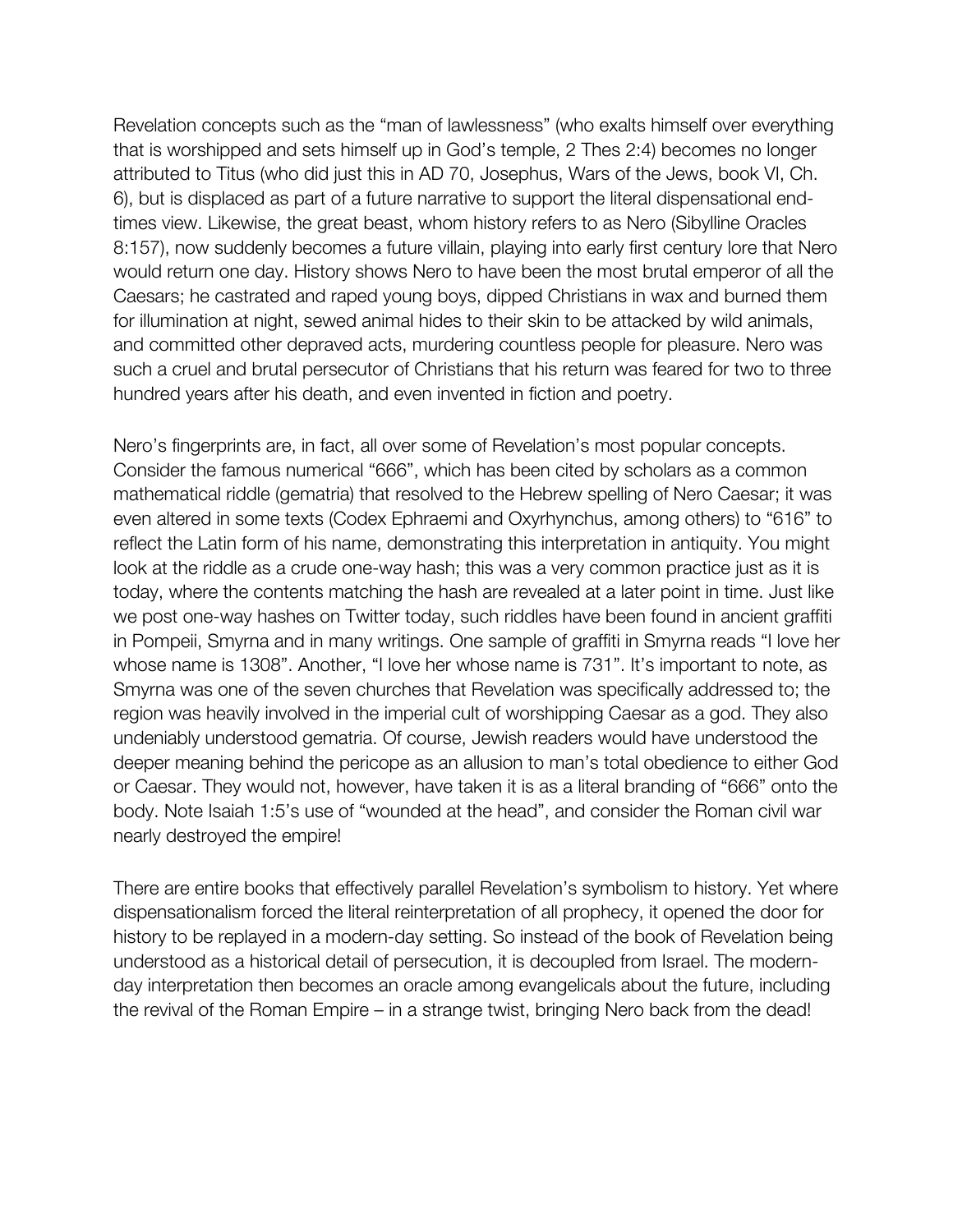Revelation concepts such as the “man of lawlessness” (who exalts himself over everything that is worshipped and sets himself up in God’s temple, 2 Thes 2:4) becomes no longer attributed to Titus (who did just this in AD 70, Josephus, Wars of the Jews, book VI, Ch. 6), but is displaced as part of a future narrative to support the literal dispensational end-times view. Likewise, the great beast, whom history refers to as Nero (Sibylline Oracles 8:157), now suddenly becomes a future villain, playing into early first century lore that Nero would return one day. History shows Nero to have been the most brutal emperor of all the Caesars; he castrated and raped young boys, dipped Christians in wax and burned them for illumination at night, sewed animal hides to their skin to be attacked by wild animals, and committed other depraved acts, murdering countless people for pleasure. Nero was such a cruel and brutal persecutor of Christians that his return was feared for two to three hundred years after his death, and even invented in fiction and poetry.

Nero’s fingerprints are, in fact, all over some of Revelation’s most popular concepts. Consider the famous numerical “666”, which has been cited by scholars as a common mathematical riddle (gematria) that resolved to the Hebrew spelling of Nero Caesar; it was even altered in some texts (Codex Ephraemi and Oxyrhynchus, among others) to “616” to reflect the Latin form of his name, demonstrating this interpretation in antiquity. You might look at the riddle as a crude one-way hash; this was a very common practice just as it is today, where the contents matching the hash are revealed at a later point in time. Just like we post one-way hashes on Twitter today, such riddles have been found in ancient graffiti in Pompeii, Smyrna and in many writings. One sample of graffiti in Smyrna reads “I love her whose name is 1308”. Another, “I love her whose name is 731”. It’s important to note, as Smyrna was one of the seven churches that Revelation was specifically addressed to; the region was heavily involved in the imperial cult of worshipping Caesar as a god. They also undeniably understood gematria. Of course, Jewish readers would have understood the deeper meaning behind the pericope as an allusion to man’s total obedience to either God or Caesar. They would not, however, have taken it is as a literal branding of “666” onto the body. Note Isaiah 1:5’s use of “wounded at the head”, and consider the Roman civil war nearly destroyed the empire!

There are entire books that effectively parallel Revelation’s symbolism to history. Yet where dispensationalism forced the literal reinterpretation of all prophecy, it opened the door for history to be replayed in a modern-day setting. So instead of the book of Revelation being understood as a historical detail of persecution, it is decoupled from Israel. The modern-day interpretation then becomes an oracle among evangelicals about the future, including the revival of the Roman Empire – in a strange twist, bringing Nero back from the dead!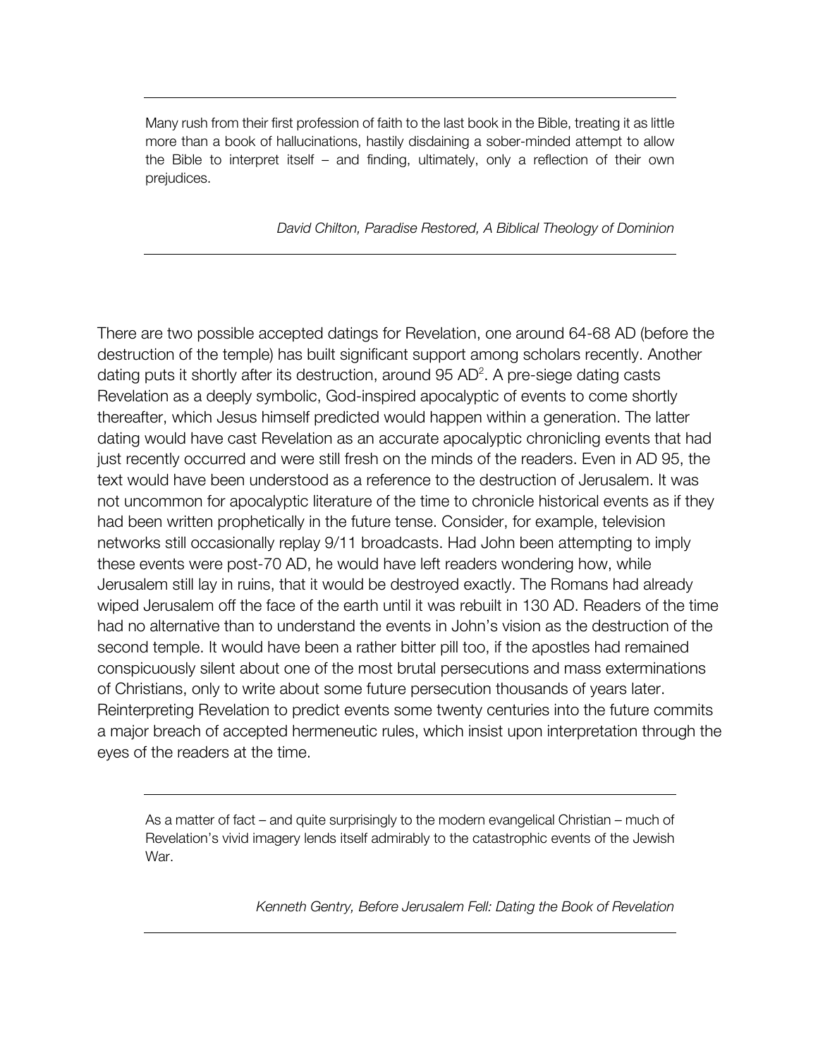> Many rush from their first profession of faith to the last book in the Bible, treating it as little more than a book of hallucinations, hastily disdaining a sober-minded attempt to allow the Bible to interpret itself – and finding, ultimately, only a reflection of their own prejudices.
>
> *David Chilton, Paradise Restored, A Biblical Theology of Dominion*

There are two possible accepted datings for Revelation, one around 64-68 AD (before the destruction of the temple) has built significant support among scholars recently. Another dating puts it shortly after its destruction, around 95 AD[2]. A pre-siege dating casts Revelation as a deeply symbolic, God-inspired apocalyptic of events to come shortly thereafter, which Jesus himself predicted would happen within a generation. The latter dating would have cast Revelation as an accurate apocalyptic chronicling events that had just recently occurred and were still fresh on the minds of the readers. Even in AD 95, the text would have been understood as a reference to the destruction of Jerusalem. It was not uncommon for apocalyptic literature of the time to chronicle historical events as if they had been written prophetically in the future tense. Consider, for example, television networks still occasionally replay 9/11 broadcasts. Had John been attempting to imply these events were post-70 AD, he would have left readers wondering how, while Jerusalem still lay in ruins, that it would be destroyed exactly. The Romans had already wiped Jerusalem off the face of the earth until it was rebuilt in 130 AD. Readers of the time had no alternative than to understand the events in John's vision as the destruction of the second temple. It would have been a rather bitter pill too, if the apostles had remained conspicuously silent about one of the most brutal persecutions and mass exterminations of Christians, only to write about some future persecution thousands of years later. Reinterpreting Revelation to predict events some twenty centuries into the future commits a major breach of accepted hermeneutic rules, which insist upon interpretation through the eyes of the readers at the time.

> As a matter of fact – and quite surprisingly to the modern evangelical Christian – much of Revelation's vivid imagery lends itself admirably to the catastrophic events of the Jewish War.
>
> *Kenneth Gentry, Before Jerusalem Fell: Dating the Book of Revelation*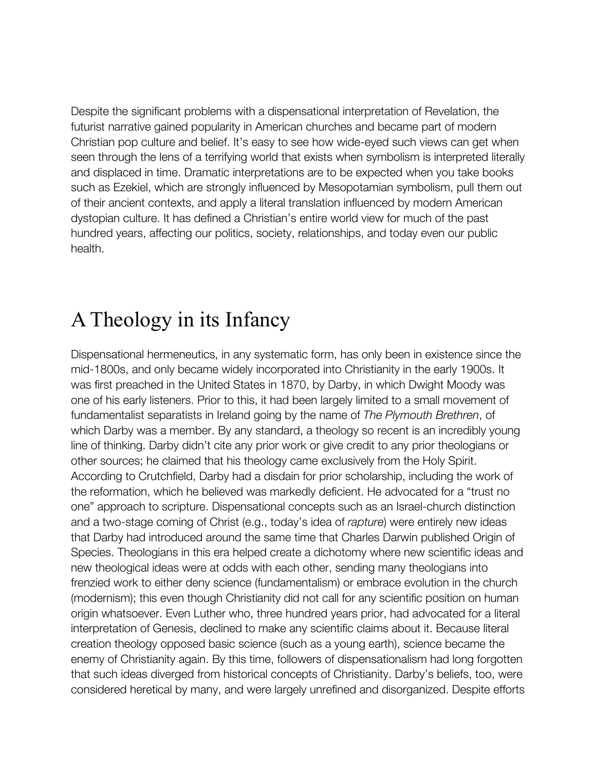Despite the significant problems with a dispensational interpretation of Revelation, the futurist narrative gained popularity in American churches and became part of modern Christian pop culture and belief. It's easy to see how wide-eyed such views can get when seen through the lens of a terrifying world that exists when symbolism is interpreted literally and displaced in time. Dramatic interpretations are to be expected when you take books such as Ezekiel, which are strongly influenced by Mesopotamian symbolism, pull them out of their ancient contexts, and apply a literal translation influenced by modern American dystopian culture. It has defined a Christian's entire world view for much of the past hundred years, affecting our politics, society, relationships, and today even our public health.

## A Theology in its Infancy

Dispensational hermeneutics, in any systematic form, has only been in existence since the mid-1800s, and only became widely incorporated into Christianity in the early 1900s. It was first preached in the United States in 1870, by Darby, in which Dwight Moody was one of his early listeners. Prior to this, it had been largely limited to a small movement of fundamentalist separatists in Ireland going by the name of *The Plymouth Brethren*, of which Darby was a member. By any standard, a theology so recent is an incredibly young line of thinking. Darby didn't cite any prior work or give credit to any prior theologians or other sources; he claimed that his theology came exclusively from the Holy Spirit. According to Crutchfield, Darby had a disdain for prior scholarship, including the work of the reformation, which he believed was markedly deficient. He advocated for a "trust no one" approach to scripture. Dispensational concepts such as an Israel-church distinction and a two-stage coming of Christ (e.g., today's idea of *rapture*) were entirely new ideas that Darby had introduced around the same time that Charles Darwin published Origin of Species. Theologians in this era helped create a dichotomy where new scientific ideas and new theological ideas were at odds with each other, sending many theologians into frenzied work to either deny science (fundamentalism) or embrace evolution in the church (modernism); this even though Christianity did not call for any scientific position on human origin whatsoever. Even Luther who, three hundred years prior, had advocated for a literal interpretation of Genesis, declined to make any scientific claims about it. Because literal creation theology opposed basic science (such as a young earth), science became the enemy of Christianity again. By this time, followers of dispensationalism had long forgotten that such ideas diverged from historical concepts of Christianity. Darby's beliefs, too, were considered heretical by many, and were largely unrefined and disorganized. Despite efforts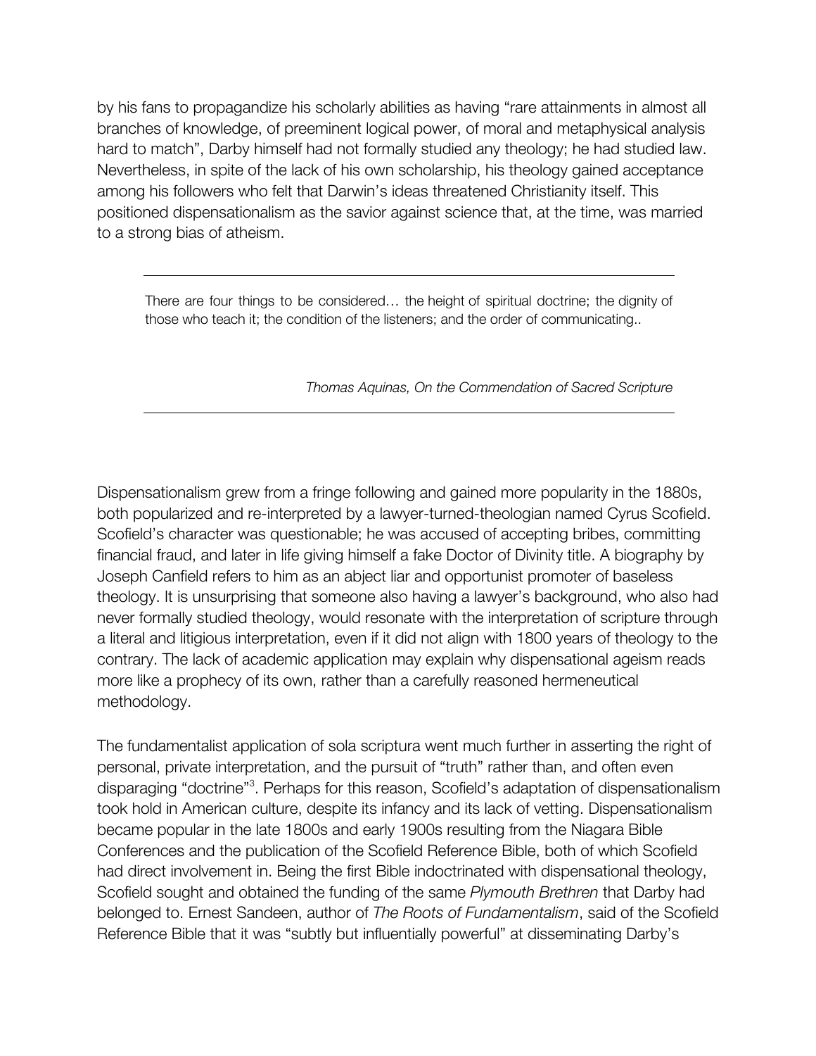by his fans to propagandize his scholarly abilities as having "rare attainments in almost all branches of knowledge, of preeminent logical power, of moral and metaphysical analysis hard to match", Darby himself had not formally studied any theology; he had studied law. Nevertheless, in spite of the lack of his own scholarship, his theology gained acceptance among his followers who felt that Darwin's ideas threatened Christianity itself. This positioned dispensationalism as the savior against science that, at the time, was married to a strong bias of atheism.

---

> There are four things to be considered… the height of spiritual doctrine; the dignity of those who teach it; the condition of the listeners; and the order of communicating..
>
> *Thomas Aquinas, On the Commendation of Sacred Scripture*

---

Dispensationalism grew from a fringe following and gained more popularity in the 1880s, both popularized and re-interpreted by a lawyer-turned-theologian named Cyrus Scofield. Scofield's character was questionable; he was accused of accepting bribes, committing financial fraud, and later in life giving himself a fake Doctor of Divinity title. A biography by Joseph Canfield refers to him as an abject liar and opportunist promoter of baseless theology. It is unsurprising that someone also having a lawyer's background, who also had never formally studied theology, would resonate with the interpretation of scripture through a literal and litigious interpretation, even if it did not align with 1800 years of theology to the contrary. The lack of academic application may explain why dispensational ageism reads more like a prophecy of its own, rather than a carefully reasoned hermeneutical methodology.

The fundamentalist application of sola scriptura went much further in asserting the right of personal, private interpretation, and the pursuit of "truth" rather than, and often even disparaging "doctrine"[3]. Perhaps for this reason, Scofield's adaptation of dispensationalism took hold in American culture, despite its infancy and its lack of vetting. Dispensationalism became popular in the late 1800s and early 1900s resulting from the Niagara Bible Conferences and the publication of the Scofield Reference Bible, both of which Scofield had direct involvement in. Being the first Bible indoctrinated with dispensational theology, Scofield sought and obtained the funding of the same *Plymouth Brethren* that Darby had belonged to. Ernest Sandeen, author of *The Roots of Fundamentalism*, said of the Scofield Reference Bible that it was "subtly but influentially powerful" at disseminating Darby's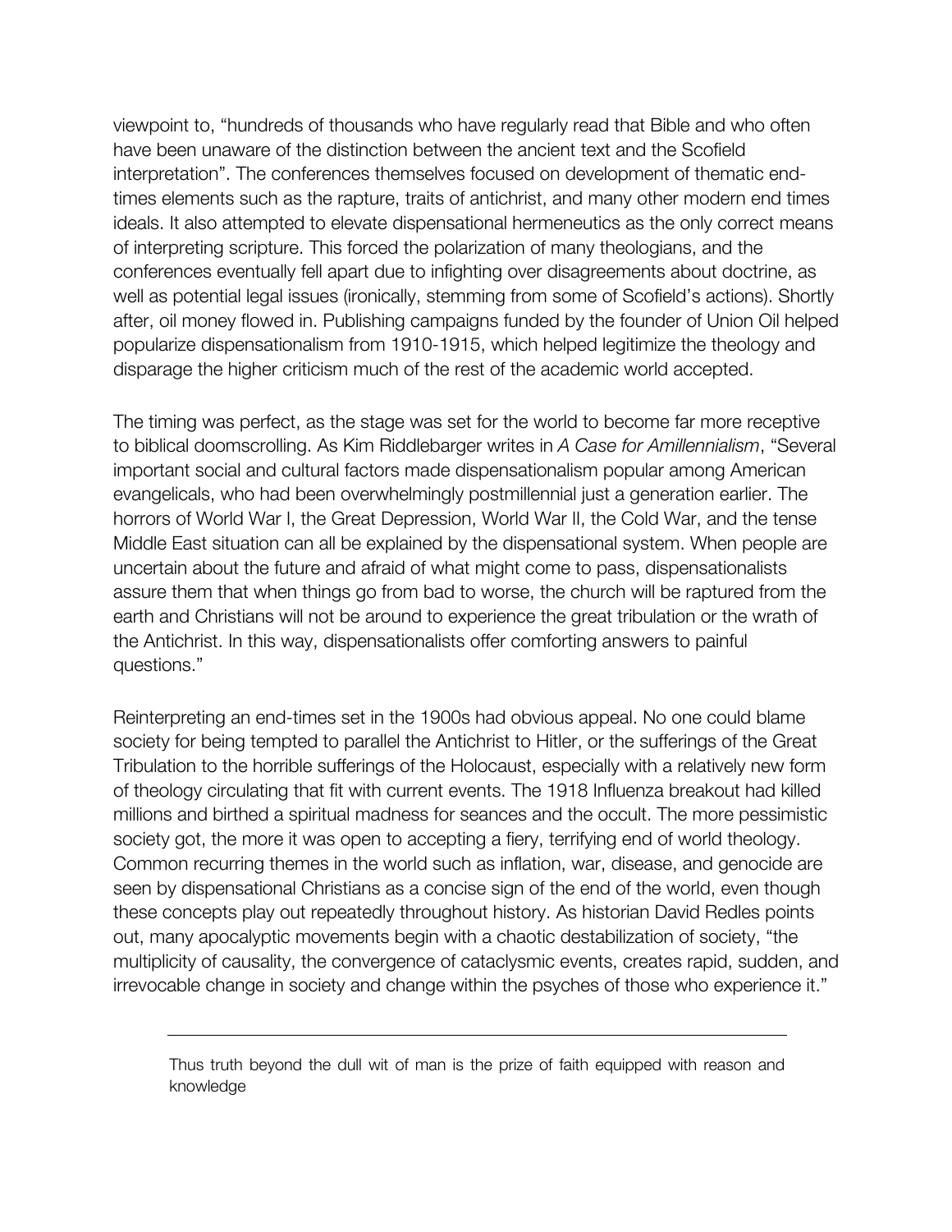viewpoint to, "hundreds of thousands who have regularly read that Bible and who often have been unaware of the distinction between the ancient text and the Scofield interpretation". The conferences themselves focused on development of thematic end-times elements such as the rapture, traits of antichrist, and many other modern end times ideals. It also attempted to elevate dispensational hermeneutics as the only correct means of interpreting scripture. This forced the polarization of many theologians, and the conferences eventually fell apart due to infighting over disagreements about doctrine, as well as potential legal issues (ironically, stemming from some of Scofield's actions). Shortly after, oil money flowed in. Publishing campaigns funded by the founder of Union Oil helped popularize dispensationalism from 1910-1915, which helped legitimize the theology and disparage the higher criticism much of the rest of the academic world accepted.

The timing was perfect, as the stage was set for the world to become far more receptive to biblical doomscrolling. As Kim Riddlebarger writes in *A Case for Amillennialism*, "Several important social and cultural factors made dispensationalism popular among American evangelicals, who had been overwhelmingly postmillennial just a generation earlier. The horrors of World War I, the Great Depression, World War II, the Cold War, and the tense Middle East situation can all be explained by the dispensational system. When people are uncertain about the future and afraid of what might come to pass, dispensationalists assure them that when things go from bad to worse, the church will be raptured from the earth and Christians will not be around to experience the great tribulation or the wrath of the Antichrist. In this way, dispensationalists offer comforting answers to painful questions."

Reinterpreting an end-times set in the 1900s had obvious appeal. No one could blame society for being tempted to parallel the Antichrist to Hitler, or the sufferings of the Great Tribulation to the horrible sufferings of the Holocaust, especially with a relatively new form of theology circulating that fit with current events. The 1918 Influenza breakout had killed millions and birthed a spiritual madness for seances and the occult. The more pessimistic society got, the more it was open to accepting a fiery, terrifying end of world theology. Common recurring themes in the world such as inflation, war, disease, and genocide are seen by dispensational Christians as a concise sign of the end of the world, even though these concepts play out repeatedly throughout history. As historian David Redles points out, many apocalyptic movements begin with a chaotic destabilization of society, "the multiplicity of causality, the convergence of cataclysmic events, creates rapid, sudden, and irrevocable change in society and change within the psyches of those who experience it."

---

Thus truth beyond the dull wit of man is the prize of faith equipped with reason and knowledge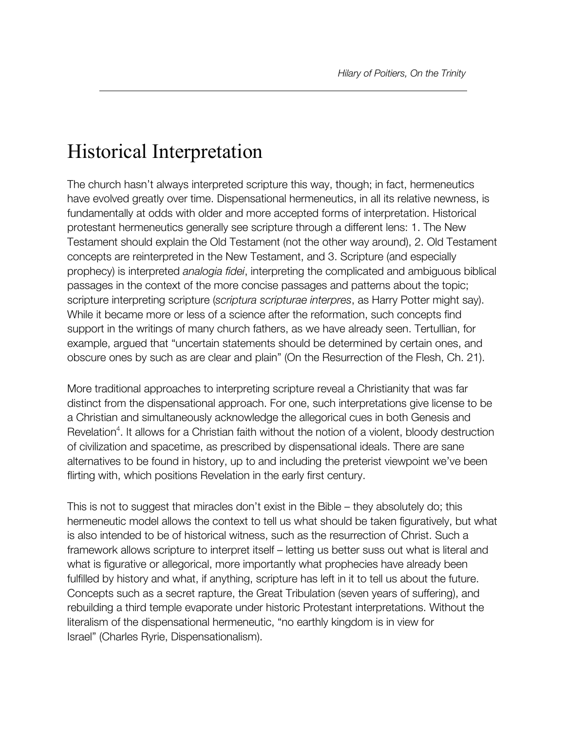# Historical Interpretation

The church hasn't always interpreted scripture this way, though; in fact, hermeneutics have evolved greatly over time. Dispensational hermeneutics, in all its relative newness, is fundamentally at odds with older and more accepted forms of interpretation. Historical protestant hermeneutics generally see scripture through a different lens: 1. The New Testament should explain the Old Testament (not the other way around), 2. Old Testament concepts are reinterpreted in the New Testament, and 3. Scripture (and especially prophecy) is interpreted *analogia fidei*, interpreting the complicated and ambiguous biblical passages in the context of the more concise passages and patterns about the topic; scripture interpreting scripture (*scriptura scripturae interpres*, as Harry Potter might say). While it became more or less of a science after the reformation, such concepts find support in the writings of many church fathers, as we have already seen. Tertullian, for example, argued that "uncertain statements should be determined by certain ones, and obscure ones by such as are clear and plain" (On the Resurrection of the Flesh, Ch. 21).

More traditional approaches to interpreting scripture reveal a Christianity that was far distinct from the dispensational approach. For one, such interpretations give license to be a Christian and simultaneously acknowledge the allegorical cues in both Genesis and Revelation[4]. It allows for a Christian faith without the notion of a violent, bloody destruction of civilization and spacetime, as prescribed by dispensational ideals. There are sane alternatives to be found in history, up to and including the preterist viewpoint we've been flirting with, which positions Revelation in the early first century.

This is not to suggest that miracles don't exist in the Bible – they absolutely do; this hermeneutic model allows the context to tell us what should be taken figuratively, but what is also intended to be of historical witness, such as the resurrection of Christ. Such a framework allows scripture to interpret itself – letting us better suss out what is literal and what is figurative or allegorical, more importantly what prophecies have already been fulfilled by history and what, if anything, scripture has left in it to tell us about the future. Concepts such as a secret rapture, the Great Tribulation (seven years of suffering), and rebuilding a third temple evaporate under historic Protestant interpretations. Without the literalism of the dispensational hermeneutic, "no earthly kingdom is in view for Israel" (Charles Ryrie, Dispensationalism).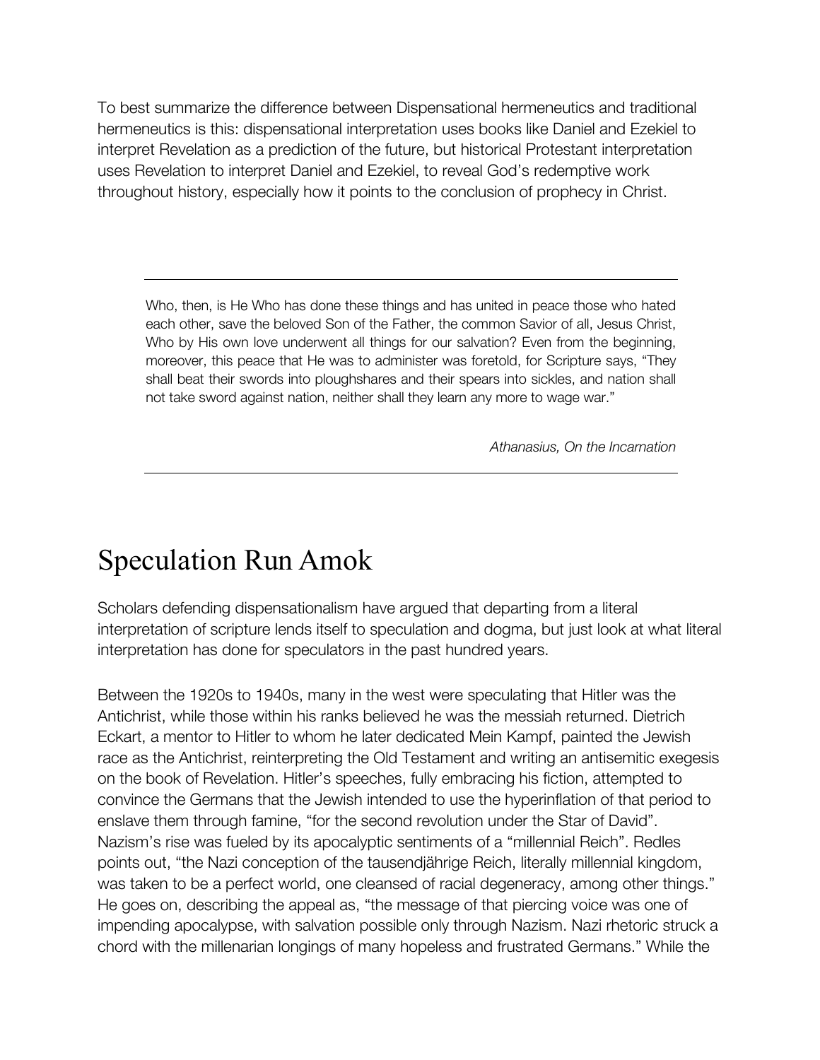To best summarize the difference between Dispensational hermeneutics and traditional hermeneutics is this: dispensational interpretation uses books like Daniel and Ezekiel to interpret Revelation as a prediction of the future, but historical Protestant interpretation uses Revelation to interpret Daniel and Ezekiel, to reveal God's redemptive work throughout history, especially how it points to the conclusion of prophecy in Christ.

---

> Who, then, is He Who has done these things and has united in peace those who hated each other, save the beloved Son of the Father, the common Savior of all, Jesus Christ, Who by His own love underwent all things for our salvation? Even from the beginning, moreover, this peace that He was to administer was foretold, for Scripture says, "They shall beat their swords into ploughshares and their spears into sickles, and nation shall not take sword against nation, neither shall they learn any more to wage war."
>
> *Athanasius, On the Incarnation*

---

# Speculation Run Amok

Scholars defending dispensationalism have argued that departing from a literal interpretation of scripture lends itself to speculation and dogma, but just look at what literal interpretation has done for speculators in the past hundred years.

Between the 1920s to 1940s, many in the west were speculating that Hitler was the Antichrist, while those within his ranks believed he was the messiah returned. Dietrich Eckart, a mentor to Hitler to whom he later dedicated Mein Kampf, painted the Jewish race as the Antichrist, reinterpreting the Old Testament and writing an antisemitic exegesis on the book of Revelation. Hitler's speeches, fully embracing his fiction, attempted to convince the Germans that the Jewish intended to use the hyperinflation of that period to enslave them through famine, "for the second revolution under the Star of David". Nazism's rise was fueled by its apocalyptic sentiments of a "millennial Reich". Redles points out, "the Nazi conception of the tausendjährige Reich, literally millennial kingdom, was taken to be a perfect world, one cleansed of racial degeneracy, among other things." He goes on, describing the appeal as, "the message of that piercing voice was one of impending apocalypse, with salvation possible only through Nazism. Nazi rhetoric struck a chord with the millenarian longings of many hopeless and frustrated Germans." While the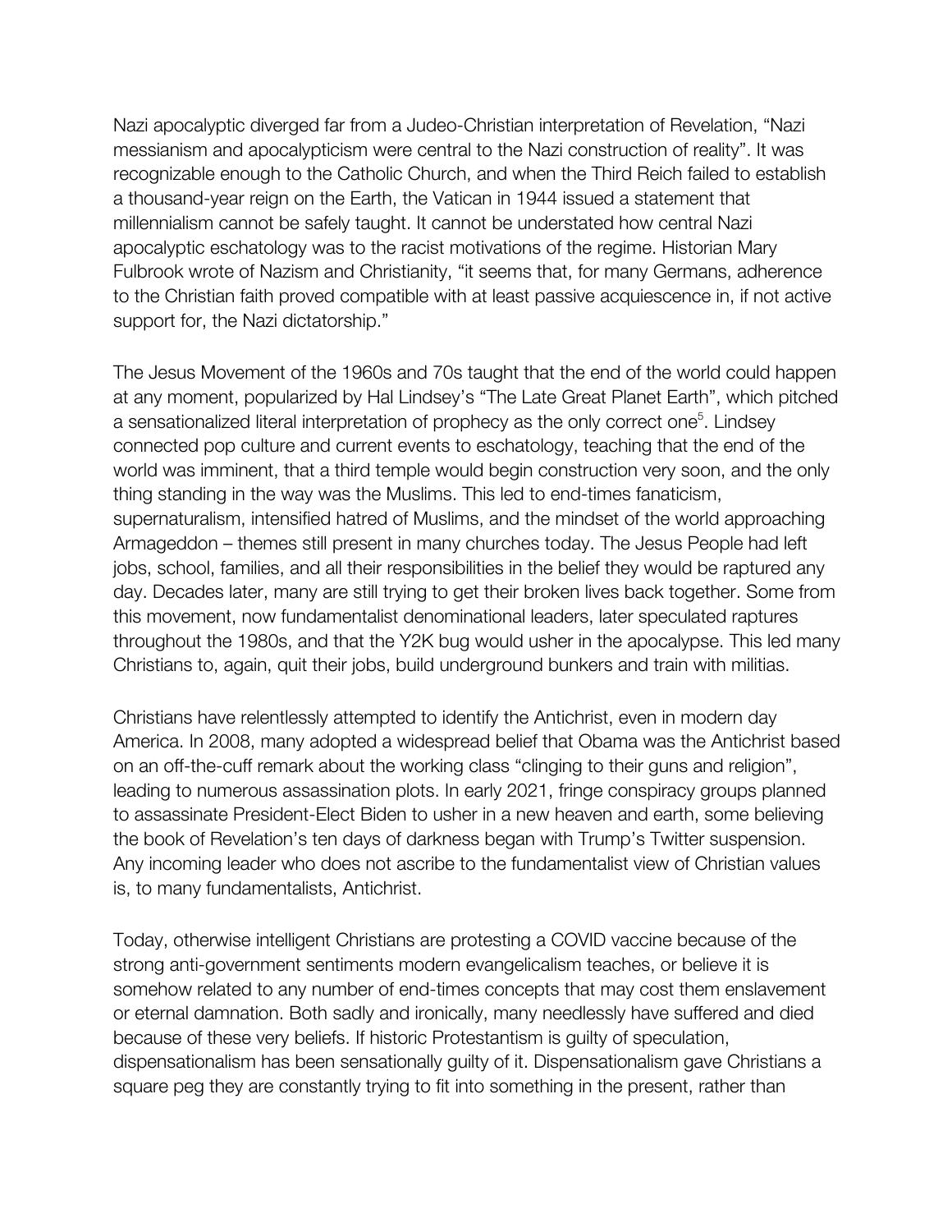Nazi apocalyptic diverged far from a Judeo-Christian interpretation of Revelation, "Nazi messianism and apocalypticism were central to the Nazi construction of reality". It was recognizable enough to the Catholic Church, and when the Third Reich failed to establish a thousand-year reign on the Earth, the Vatican in 1944 issued a statement that millennialism cannot be safely taught. It cannot be understated how central Nazi apocalyptic eschatology was to the racist motivations of the regime. Historian Mary Fulbrook wrote of Nazism and Christianity, "it seems that, for many Germans, adherence to the Christian faith proved compatible with at least passive acquiescence in, if not active support for, the Nazi dictatorship."

The Jesus Movement of the 1960s and 70s taught that the end of the world could happen at any moment, popularized by Hal Lindsey's "The Late Great Planet Earth", which pitched a sensationalized literal interpretation of prophecy as the only correct one[5]. Lindsey connected pop culture and current events to eschatology, teaching that the end of the world was imminent, that a third temple would begin construction very soon, and the only thing standing in the way was the Muslims. This led to end-times fanaticism, supernaturalism, intensified hatred of Muslims, and the mindset of the world approaching Armageddon – themes still present in many churches today. The Jesus People had left jobs, school, families, and all their responsibilities in the belief they would be raptured any day. Decades later, many are still trying to get their broken lives back together. Some from this movement, now fundamentalist denominational leaders, later speculated raptures throughout the 1980s, and that the Y2K bug would usher in the apocalypse. This led many Christians to, again, quit their jobs, build underground bunkers and train with militias.

Christians have relentlessly attempted to identify the Antichrist, even in modern day America. In 2008, many adopted a widespread belief that Obama was the Antichrist based on an off-the-cuff remark about the working class "clinging to their guns and religion", leading to numerous assassination plots. In early 2021, fringe conspiracy groups planned to assassinate President-Elect Biden to usher in a new heaven and earth, some believing the book of Revelation's ten days of darkness began with Trump's Twitter suspension. Any incoming leader who does not ascribe to the fundamentalist view of Christian values is, to many fundamentalists, Antichrist.

Today, otherwise intelligent Christians are protesting a COVID vaccine because of the strong anti-government sentiments modern evangelicalism teaches, or believe it is somehow related to any number of end-times concepts that may cost them enslavement or eternal damnation. Both sadly and ironically, many needlessly have suffered and died because of these very beliefs. If historic Protestantism is guilty of speculation, dispensationalism has been sensationally guilty of it. Dispensationalism gave Christians a square peg they are constantly trying to fit into something in the present, rather than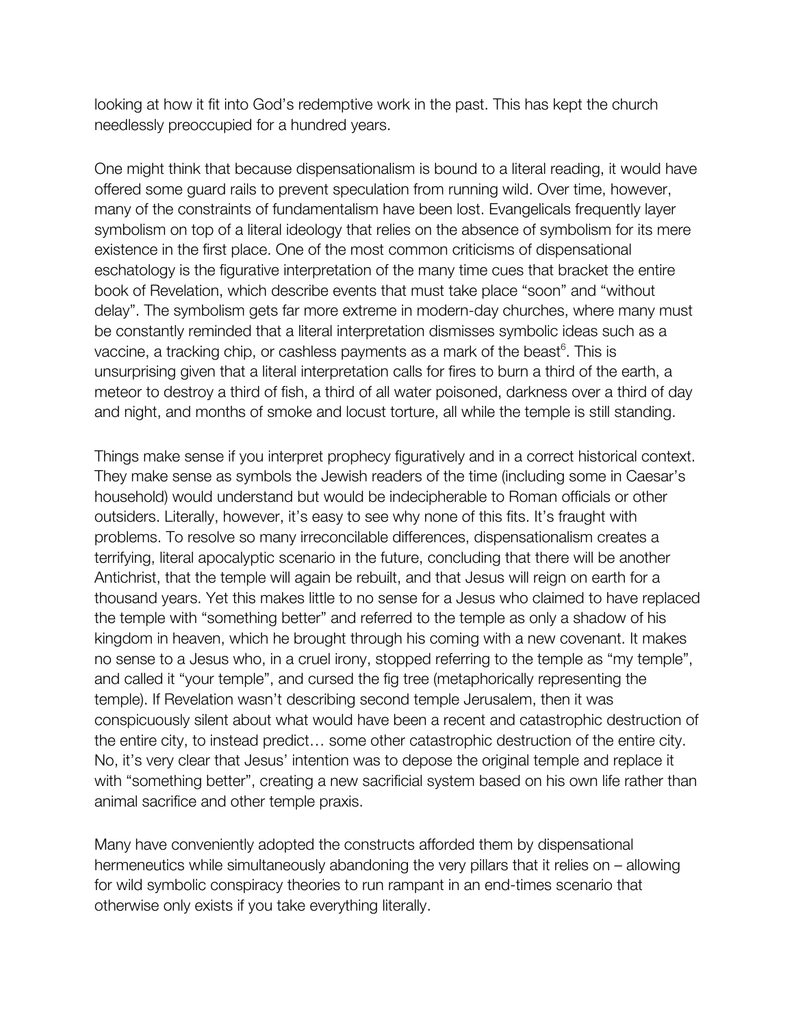looking at how it fit into God's redemptive work in the past. This has kept the church needlessly preoccupied for a hundred years.

One might think that because dispensationalism is bound to a literal reading, it would have offered some guard rails to prevent speculation from running wild. Over time, however, many of the constraints of fundamentalism have been lost. Evangelicals frequently layer symbolism on top of a literal ideology that relies on the absence of symbolism for its mere existence in the first place. One of the most common criticisms of dispensational eschatology is the figurative interpretation of the many time cues that bracket the entire book of Revelation, which describe events that must take place "soon" and "without delay". The symbolism gets far more extreme in modern-day churches, where many must be constantly reminded that a literal interpretation dismisses symbolic ideas such as a vaccine, a tracking chip, or cashless payments as a mark of the beast[6]. This is unsurprising given that a literal interpretation calls for fires to burn a third of the earth, a meteor to destroy a third of fish, a third of all water poisoned, darkness over a third of day and night, and months of smoke and locust torture, all while the temple is still standing.

Things make sense if you interpret prophecy figuratively and in a correct historical context. They make sense as symbols the Jewish readers of the time (including some in Caesar's household) would understand but would be indecipherable to Roman officials or other outsiders. Literally, however, it's easy to see why none of this fits. It's fraught with problems. To resolve so many irreconcilable differences, dispensationalism creates a terrifying, literal apocalyptic scenario in the future, concluding that there will be another Antichrist, that the temple will again be rebuilt, and that Jesus will reign on earth for a thousand years. Yet this makes little to no sense for a Jesus who claimed to have replaced the temple with "something better" and referred to the temple as only a shadow of his kingdom in heaven, which he brought through his coming with a new covenant. It makes no sense to a Jesus who, in a cruel irony, stopped referring to the temple as "my temple", and called it "your temple", and cursed the fig tree (metaphorically representing the temple). If Revelation wasn't describing second temple Jerusalem, then it was conspicuously silent about what would have been a recent and catastrophic destruction of the entire city, to instead predict… some other catastrophic destruction of the entire city. No, it's very clear that Jesus' intention was to depose the original temple and replace it with "something better", creating a new sacrificial system based on his own life rather than animal sacrifice and other temple praxis.

Many have conveniently adopted the constructs afforded them by dispensational hermeneutics while simultaneously abandoning the very pillars that it relies on – allowing for wild symbolic conspiracy theories to run rampant in an end-times scenario that otherwise only exists if you take everything literally.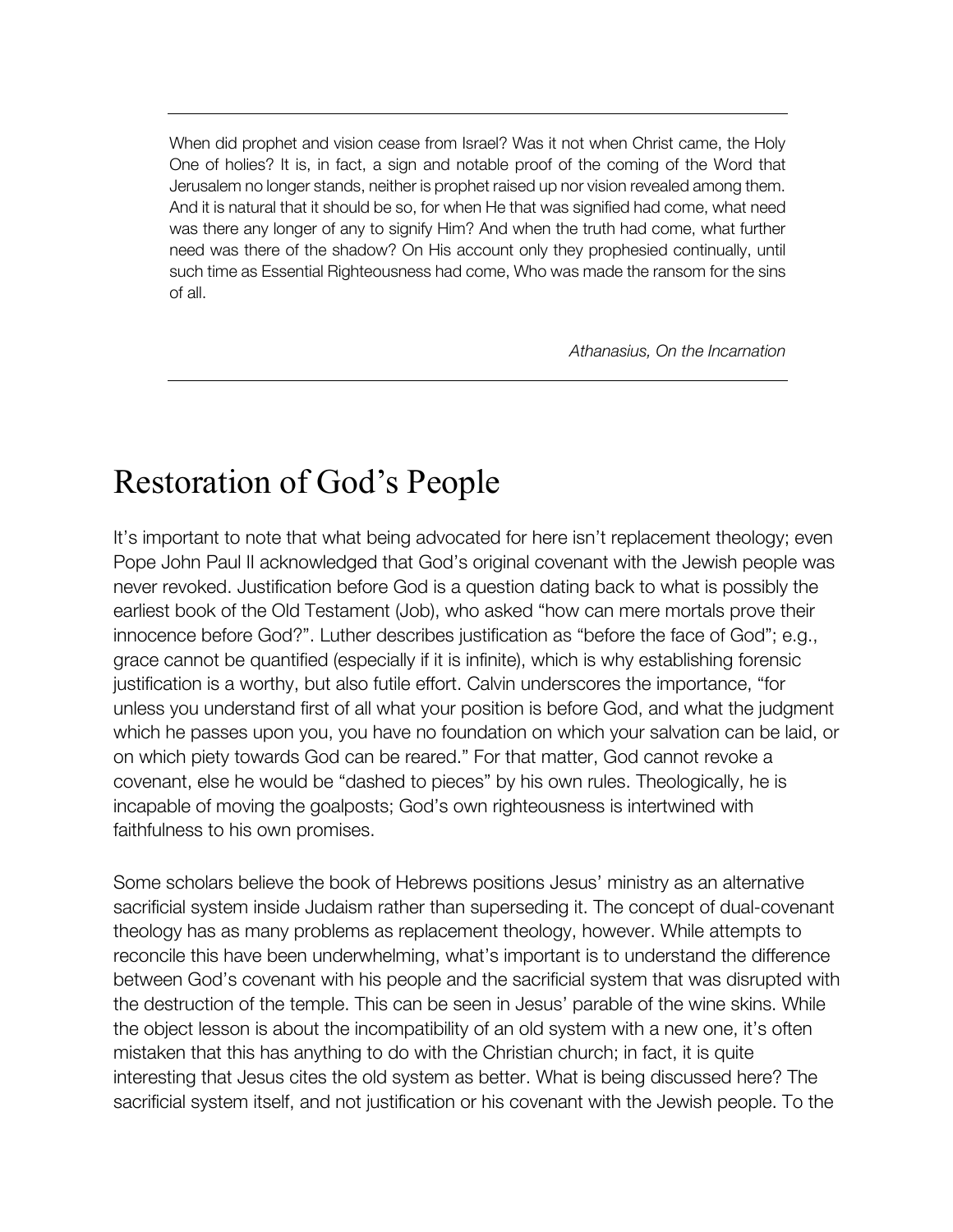> When did prophet and vision cease from Israel? Was it not when Christ came, the Holy One of holies? It is, in fact, a sign and notable proof of the coming of the Word that Jerusalem no longer stands, neither is prophet raised up nor vision revealed among them. And it is natural that it should be so, for when He that was signified had come, what need was there any longer of any to signify Him? And when the truth had come, what further need was there of the shadow? On His account only they prophesied continually, until such time as Essential Righteousness had come, Who was made the ransom for the sins of all.
>
> *Athanasius, On the Incarnation*

# Restoration of God's People

It's important to note that what being advocated for here isn't replacement theology; even Pope John Paul II acknowledged that God's original covenant with the Jewish people was never revoked. Justification before God is a question dating back to what is possibly the earliest book of the Old Testament (Job), who asked "how can mere mortals prove their innocence before God?". Luther describes justification as "before the face of God"; e.g., grace cannot be quantified (especially if it is infinite), which is why establishing forensic justification is a worthy, but also futile effort. Calvin underscores the importance, "for unless you understand first of all what your position is before God, and what the judgment which he passes upon you, you have no foundation on which your salvation can be laid, or on which piety towards God can be reared." For that matter, God cannot revoke a covenant, else he would be "dashed to pieces" by his own rules. Theologically, he is incapable of moving the goalposts; God's own righteousness is intertwined with faithfulness to his own promises.

Some scholars believe the book of Hebrews positions Jesus' ministry as an alternative sacrificial system inside Judaism rather than superseding it. The concept of dual-covenant theology has as many problems as replacement theology, however. While attempts to reconcile this have been underwhelming, what's important is to understand the difference between God's covenant with his people and the sacrificial system that was disrupted with the destruction of the temple. This can be seen in Jesus' parable of the wine skins. While the object lesson is about the incompatibility of an old system with a new one, it's often mistaken that this has anything to do with the Christian church; in fact, it is quite interesting that Jesus cites the old system as better. What is being discussed here? The sacrificial system itself, and not justification or his covenant with the Jewish people. To the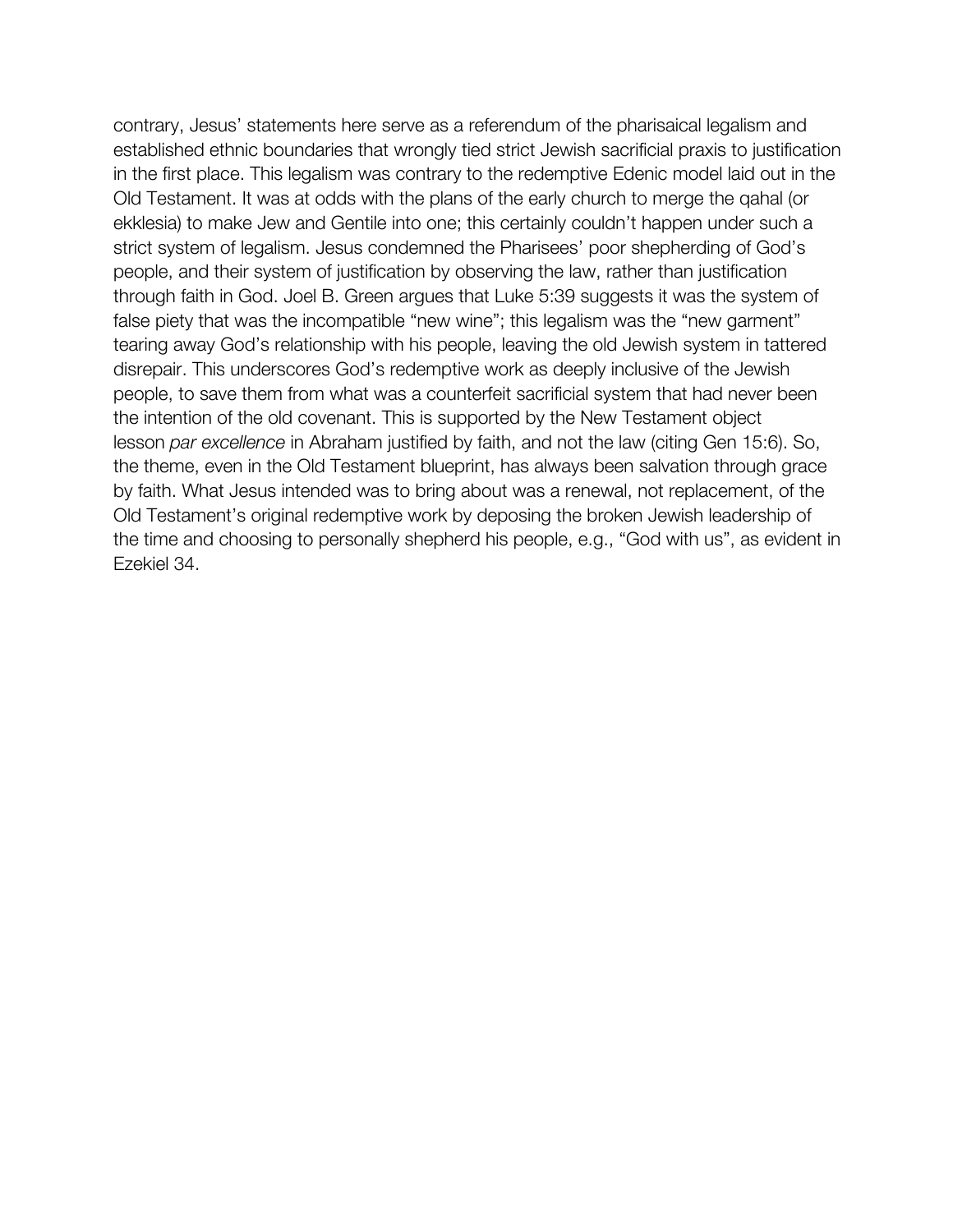contrary, Jesus' statements here serve as a referendum of the pharisaical legalism and established ethnic boundaries that wrongly tied strict Jewish sacrificial praxis to justification in the first place. This legalism was contrary to the redemptive Edenic model laid out in the Old Testament. It was at odds with the plans of the early church to merge the qahal (or ekklesia) to make Jew and Gentile into one; this certainly couldn't happen under such a strict system of legalism. Jesus condemned the Pharisees' poor shepherding of God's people, and their system of justification by observing the law, rather than justification through faith in God. Joel B. Green argues that Luke 5:39 suggests it was the system of false piety that was the incompatible "new wine"; this legalism was the "new garment" tearing away God's relationship with his people, leaving the old Jewish system in tattered disrepair. This underscores God's redemptive work as deeply inclusive of the Jewish people, to save them from what was a counterfeit sacrificial system that had never been the intention of the old covenant. This is supported by the New Testament object lesson *par excellence* in Abraham justified by faith, and not the law (citing Gen 15:6). So, the theme, even in the Old Testament blueprint, has always been salvation through grace by faith. What Jesus intended was to bring about was a renewal, not replacement, of the Old Testament's original redemptive work by deposing the broken Jewish leadership of the time and choosing to personally shepherd his people, e.g., "God with us", as evident in Ezekiel 34.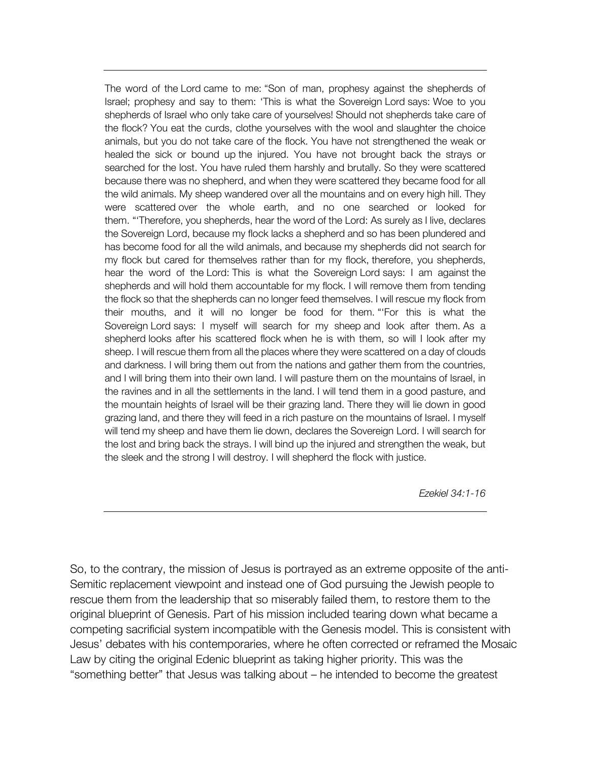---

The word of the Lord came to me: "Son of man, prophesy against the shepherds of Israel; prophesy and say to them: 'This is what the Sovereign Lord says: Woe to you shepherds of Israel who only take care of yourselves! Should not shepherds take care of the flock? You eat the curds, clothe yourselves with the wool and slaughter the choice animals, but you do not take care of the flock. You have not strengthened the weak or healed the sick or bound up the injured. You have not brought back the strays or searched for the lost. You have ruled them harshly and brutally. So they were scattered because there was no shepherd, and when they were scattered they became food for all the wild animals. My sheep wandered over all the mountains and on every high hill. They were scattered over the whole earth, and no one searched or looked for them. "'Therefore, you shepherds, hear the word of the Lord: As surely as I live, declares the Sovereign Lord, because my flock lacks a shepherd and so has been plundered and has become food for all the wild animals, and because my shepherds did not search for my flock but cared for themselves rather than for my flock, therefore, you shepherds, hear the word of the Lord: This is what the Sovereign Lord says: I am against the shepherds and will hold them accountable for my flock. I will remove them from tending the flock so that the shepherds can no longer feed themselves. I will rescue my flock from their mouths, and it will no longer be food for them. "'For this is what the Sovereign Lord says: I myself will search for my sheep and look after them. As a shepherd looks after his scattered flock when he is with them, so will I look after my sheep. I will rescue them from all the places where they were scattered on a day of clouds and darkness. I will bring them out from the nations and gather them from the countries, and I will bring them into their own land. I will pasture them on the mountains of Israel, in the ravines and in all the settlements in the land. I will tend them in a good pasture, and the mountain heights of Israel will be their grazing land. There they will lie down in good grazing land, and there they will feed in a rich pasture on the mountains of Israel. I myself will tend my sheep and have them lie down, declares the Sovereign Lord. I will search for the lost and bring back the strays. I will bind up the injured and strengthen the weak, but the sleek and the strong I will destroy. I will shepherd the flock with justice.

*Ezekiel 34:1-16*

---

So, to the contrary, the mission of Jesus is portrayed as an extreme opposite of the anti-Semitic replacement viewpoint and instead one of God pursuing the Jewish people to rescue them from the leadership that so miserably failed them, to restore them to the original blueprint of Genesis. Part of his mission included tearing down what became a competing sacrificial system incompatible with the Genesis model. This is consistent with Jesus' debates with his contemporaries, where he often corrected or reframed the Mosaic Law by citing the original Edenic blueprint as taking higher priority. This was the "something better" that Jesus was talking about – he intended to become the greatest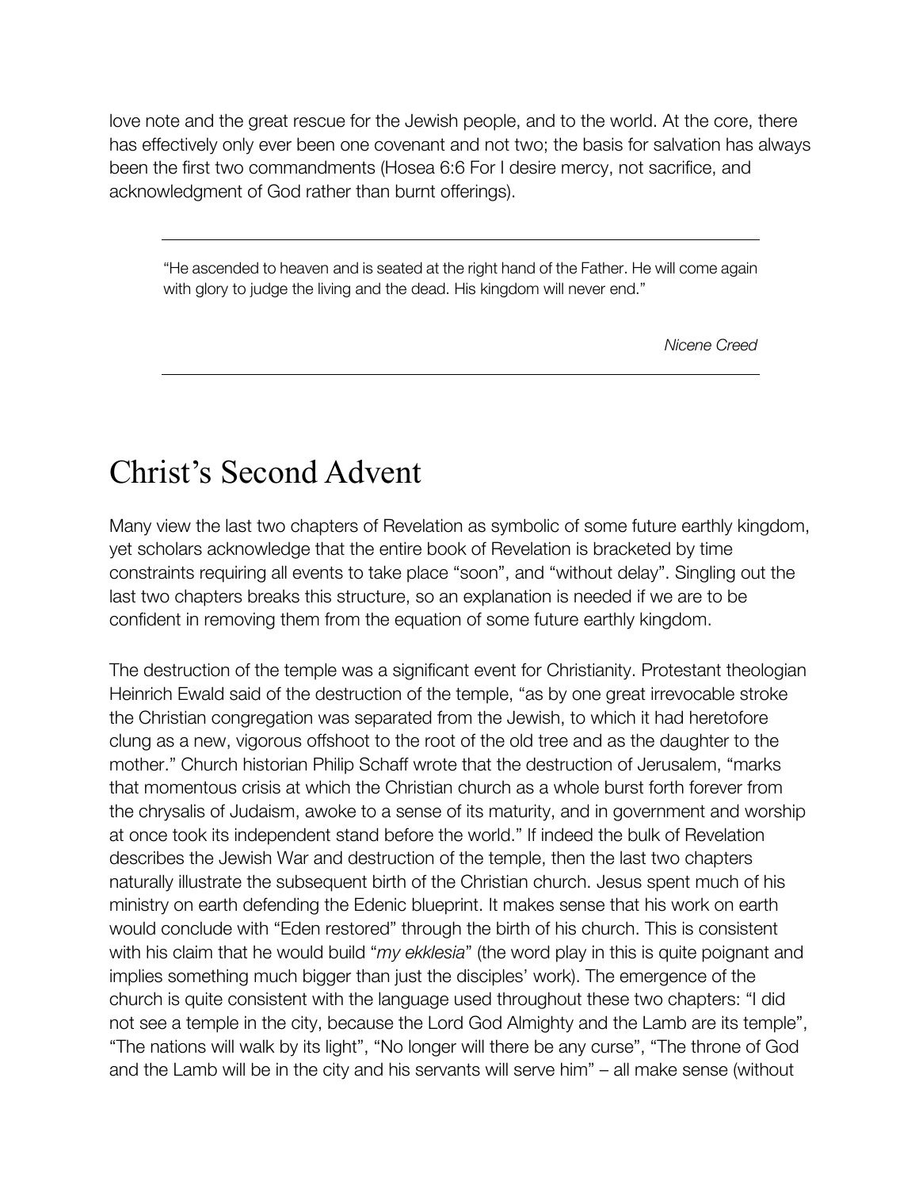love note and the great rescue for the Jewish people, and to the world. At the core, there has effectively only ever been one covenant and not two; the basis for salvation has always been the first two commandments (Hosea 6:6 For I desire mercy, not sacrifice, and acknowledgment of God rather than burnt offerings).

---

> "He ascended to heaven and is seated at the right hand of the Father. He will come again with glory to judge the living and the dead. His kingdom will never end."
>
> *Nicene Creed*

---

# Christ's Second Advent

Many view the last two chapters of Revelation as symbolic of some future earthly kingdom, yet scholars acknowledge that the entire book of Revelation is bracketed by time constraints requiring all events to take place "soon", and "without delay". Singling out the last two chapters breaks this structure, so an explanation is needed if we are to be confident in removing them from the equation of some future earthly kingdom.

The destruction of the temple was a significant event for Christianity. Protestant theologian Heinrich Ewald said of the destruction of the temple, "as by one great irrevocable stroke the Christian congregation was separated from the Jewish, to which it had heretofore clung as a new, vigorous offshoot to the root of the old tree and as the daughter to the mother." Church historian Philip Schaff wrote that the destruction of Jerusalem, "marks that momentous crisis at which the Christian church as a whole burst forth forever from the chrysalis of Judaism, awoke to a sense of its maturity, and in government and worship at once took its independent stand before the world." If indeed the bulk of Revelation describes the Jewish War and destruction of the temple, then the last two chapters naturally illustrate the subsequent birth of the Christian church. Jesus spent much of his ministry on earth defending the Edenic blueprint. It makes sense that his work on earth would conclude with "Eden restored" through the birth of his church. This is consistent with his claim that he would build "*my ekklesia*" (the word play in this is quite poignant and implies something much bigger than just the disciples' work). The emergence of the church is quite consistent with the language used throughout these two chapters: "I did not see a temple in the city, because the Lord God Almighty and the Lamb are its temple", "The nations will walk by its light", "No longer will there be any curse", "The throne of God and the Lamb will be in the city and his servants will serve him" – all make sense (without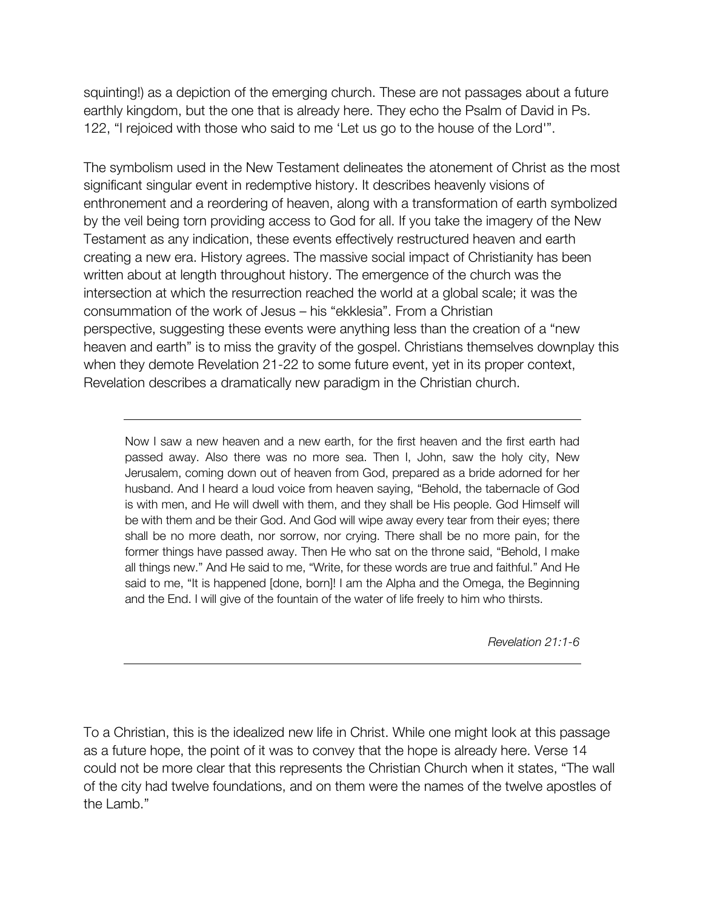squinting!) as a depiction of the emerging church. These are not passages about a future earthly kingdom, but the one that is already here. They echo the Psalm of David in Ps. 122, "I rejoiced with those who said to me 'Let us go to the house of the Lord'".

The symbolism used in the New Testament delineates the atonement of Christ as the most significant singular event in redemptive history. It describes heavenly visions of enthronement and a reordering of heaven, along with a transformation of earth symbolized by the veil being torn providing access to God for all. If you take the imagery of the New Testament as any indication, these events effectively restructured heaven and earth creating a new era. History agrees. The massive social impact of Christianity has been written about at length throughout history. The emergence of the church was the intersection at which the resurrection reached the world at a global scale; it was the consummation of the work of Jesus – his "ekklesia". From a Christian perspective, suggesting these events were anything less than the creation of a "new heaven and earth" is to miss the gravity of the gospel. Christians themselves downplay this when they demote Revelation 21-22 to some future event, yet in its proper context, Revelation describes a dramatically new paradigm in the Christian church.

---

> Now I saw a new heaven and a new earth, for the first heaven and the first earth had passed away. Also there was no more sea. Then I, John, saw the holy city, New Jerusalem, coming down out of heaven from God, prepared as a bride adorned for her husband. And I heard a loud voice from heaven saying, "Behold, the tabernacle of God is with men, and He will dwell with them, and they shall be His people. God Himself will be with them and be their God. And God will wipe away every tear from their eyes; there shall be no more death, nor sorrow, nor crying. There shall be no more pain, for the former things have passed away. Then He who sat on the throne said, "Behold, I make all things new." And He said to me, "Write, for these words are true and faithful." And He said to me, "It is happened [done, born]! I am the Alpha and the Omega, the Beginning and the End. I will give of the fountain of the water of life freely to him who thirsts.
>
> *Revelation 21:1-6*

---

To a Christian, this is the idealized new life in Christ. While one might look at this passage as a future hope, the point of it was to convey that the hope is already here. Verse 14 could not be more clear that this represents the Christian Church when it states, "The wall of the city had twelve foundations, and on them were the names of the twelve apostles of the Lamb."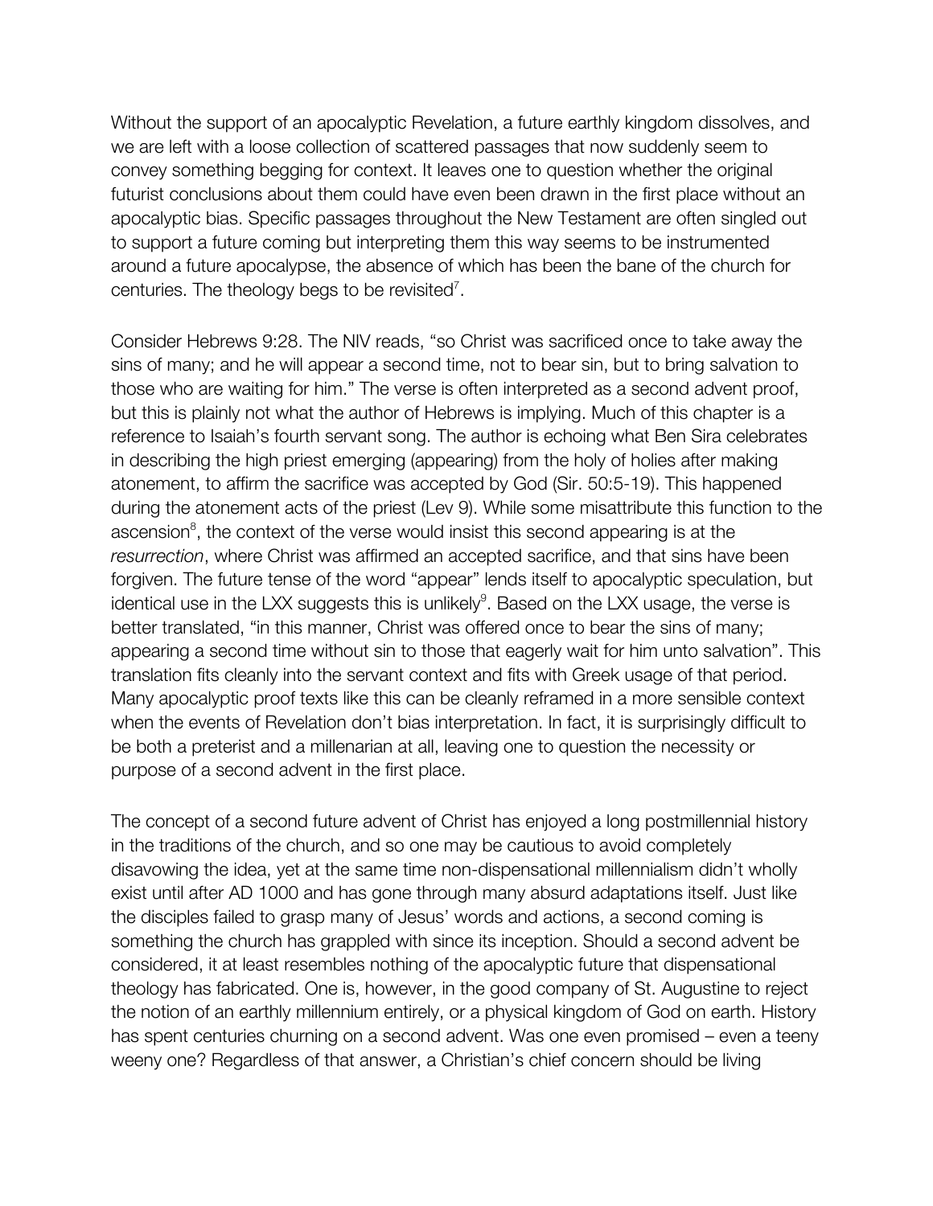Without the support of an apocalyptic Revelation, a future earthly kingdom dissolves, and we are left with a loose collection of scattered passages that now suddenly seem to convey something begging for context. It leaves one to question whether the original futurist conclusions about them could have even been drawn in the first place without an apocalyptic bias. Specific passages throughout the New Testament are often singled out to support a future coming but interpreting them this way seems to be instrumented around a future apocalypse, the absence of which has been the bane of the church for centuries. The theology begs to be revisited[7].

Consider Hebrews 9:28. The NIV reads, "so Christ was sacrificed once to take away the sins of many; and he will appear a second time, not to bear sin, but to bring salvation to those who are waiting for him." The verse is often interpreted as a second advent proof, but this is plainly not what the author of Hebrews is implying. Much of this chapter is a reference to Isaiah's fourth servant song. The author is echoing what Ben Sira celebrates in describing the high priest emerging (appearing) from the holy of holies after making atonement, to affirm the sacrifice was accepted by God (Sir. 50:5-19). This happened during the atonement acts of the priest (Lev 9). While some misattribute this function to the ascension[8], the context of the verse would insist this second appearing is at the *resurrection*, where Christ was affirmed an accepted sacrifice, and that sins have been forgiven. The future tense of the word "appear" lends itself to apocalyptic speculation, but identical use in the LXX suggests this is unlikely[9]. Based on the LXX usage, the verse is better translated, "in this manner, Christ was offered once to bear the sins of many; appearing a second time without sin to those that eagerly wait for him unto salvation". This translation fits cleanly into the servant context and fits with Greek usage of that period. Many apocalyptic proof texts like this can be cleanly reframed in a more sensible context when the events of Revelation don't bias interpretation. In fact, it is surprisingly difficult to be both a preterist and a millenarian at all, leaving one to question the necessity or purpose of a second advent in the first place.

The concept of a second future advent of Christ has enjoyed a long postmillennial history in the traditions of the church, and so one may be cautious to avoid completely disavowing the idea, yet at the same time non-dispensational millennialism didn't wholly exist until after AD 1000 and has gone through many absurd adaptations itself. Just like the disciples failed to grasp many of Jesus' words and actions, a second coming is something the church has grappled with since its inception. Should a second advent be considered, it at least resembles nothing of the apocalyptic future that dispensational theology has fabricated. One is, however, in the good company of St. Augustine to reject the notion of an earthly millennium entirely, or a physical kingdom of God on earth. History has spent centuries churning on a second advent. Was one even promised – even a teeny weeny one? Regardless of that answer, a Christian's chief concern should be living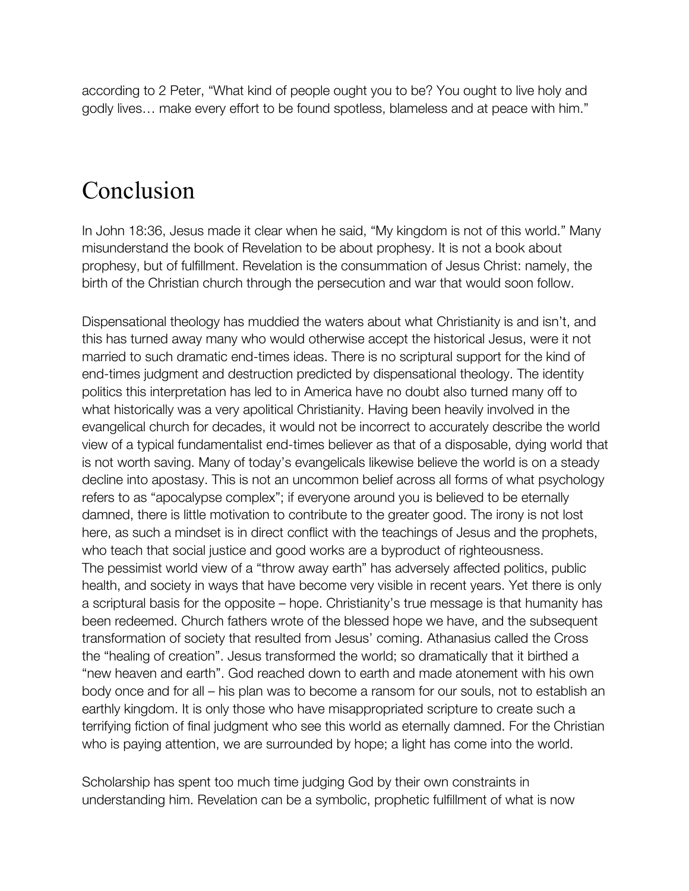according to 2 Peter, “What kind of people ought you to be? You ought to live holy and godly lives… make every effort to be found spotless, blameless and at peace with him.”

# Conclusion

In John 18:36, Jesus made it clear when he said, “My kingdom is not of this world.” Many misunderstand the book of Revelation to be about prophesy. It is not a book about prophesy, but of fulfillment. Revelation is the consummation of Jesus Christ: namely, the birth of the Christian church through the persecution and war that would soon follow.

Dispensational theology has muddied the waters about what Christianity is and isn’t, and this has turned away many who would otherwise accept the historical Jesus, were it not married to such dramatic end-times ideas. There is no scriptural support for the kind of end-times judgment and destruction predicted by dispensational theology. The identity politics this interpretation has led to in America have no doubt also turned many off to what historically was a very apolitical Christianity. Having been heavily involved in the evangelical church for decades, it would not be incorrect to accurately describe the world view of a typical fundamentalist end-times believer as that of a disposable, dying world that is not worth saving. Many of today’s evangelicals likewise believe the world is on a steady decline into apostasy. This is not an uncommon belief across all forms of what psychology refers to as “apocalypse complex”; if everyone around you is believed to be eternally damned, there is little motivation to contribute to the greater good. The irony is not lost here, as such a mindset is in direct conflict with the teachings of Jesus and the prophets, who teach that social justice and good works are a byproduct of righteousness.
The pessimist world view of a “throw away earth” has adversely affected politics, public health, and society in ways that have become very visible in recent years. Yet there is only a scriptural basis for the opposite – hope. Christianity’s true message is that humanity has been redeemed. Church fathers wrote of the blessed hope we have, and the subsequent transformation of society that resulted from Jesus’ coming. Athanasius called the Cross the “healing of creation”. Jesus transformed the world; so dramatically that it birthed a “new heaven and earth”. God reached down to earth and made atonement with his own body once and for all – his plan was to become a ransom for our souls, not to establish an earthly kingdom. It is only those who have misappropriated scripture to create such a terrifying fiction of final judgment who see this world as eternally damned. For the Christian who is paying attention, we are surrounded by hope; a light has come into the world.

Scholarship has spent too much time judging God by their own constraints in understanding him. Revelation can be a symbolic, prophetic fulfillment of what is now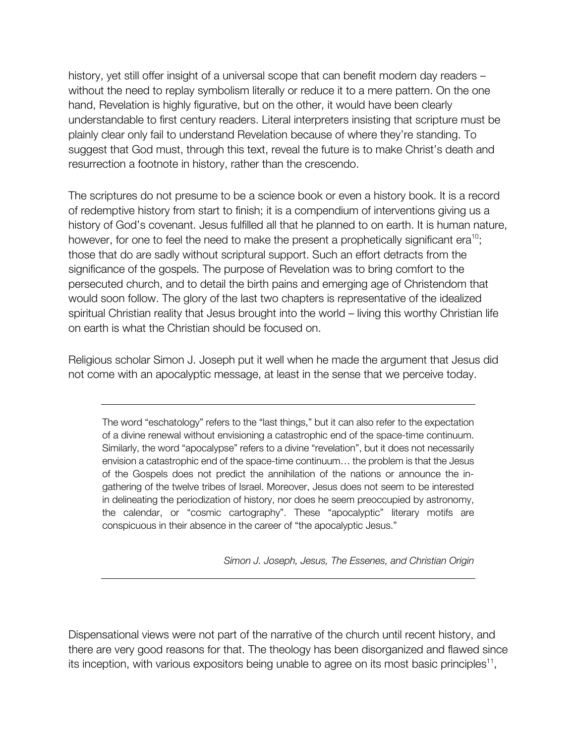history, yet still offer insight of a universal scope that can benefit modern day readers – without the need to replay symbolism literally or reduce it to a mere pattern. On the one hand, Revelation is highly figurative, but on the other, it would have been clearly understandable to first century readers. Literal interpreters insisting that scripture must be plainly clear only fail to understand Revelation because of where they're standing. To suggest that God must, through this text, reveal the future is to make Christ's death and resurrection a footnote in history, rather than the crescendo.

The scriptures do not presume to be a science book or even a history book. It is a record of redemptive history from start to finish; it is a compendium of interventions giving us a history of God's covenant. Jesus fulfilled all that he planned to on earth. It is human nature, however, for one to feel the need to make the present a prophetically significant era[10]; those that do are sadly without scriptural support. Such an effort detracts from the significance of the gospels. The purpose of Revelation was to bring comfort to the persecuted church, and to detail the birth pains and emerging age of Christendom that would soon follow. The glory of the last two chapters is representative of the idealized spiritual Christian reality that Jesus brought into the world – living this worthy Christian life on earth is what the Christian should be focused on.

Religious scholar Simon J. Joseph put it well when he made the argument that Jesus did not come with an apocalyptic message, at least in the sense that we perceive today.

---

> The word "eschatology" refers to the "last things," but it can also refer to the expectation of a divine renewal without envisioning a catastrophic end of the space-time continuum. Similarly, the word "apocalypse" refers to a divine "revelation", but it does not necessarily envision a catastrophic end of the space-time continuum… the problem is that the Jesus of the Gospels does not predict the annihilation of the nations or announce the in-gathering of the twelve tribes of Israel. Moreover, Jesus does not seem to be interested in delineating the periodization of history, nor does he seem preoccupied by astronomy, the calendar, or "cosmic cartography". These "apocalyptic" literary motifs are conspicuous in their absence in the career of "the apocalyptic Jesus."
>
> *Simon J. Joseph, Jesus, The Essenes, and Christian Origin*

---

Dispensational views were not part of the narrative of the church until recent history, and there are very good reasons for that. The theology has been disorganized and flawed since its inception, with various expositors being unable to agree on its most basic principles[11],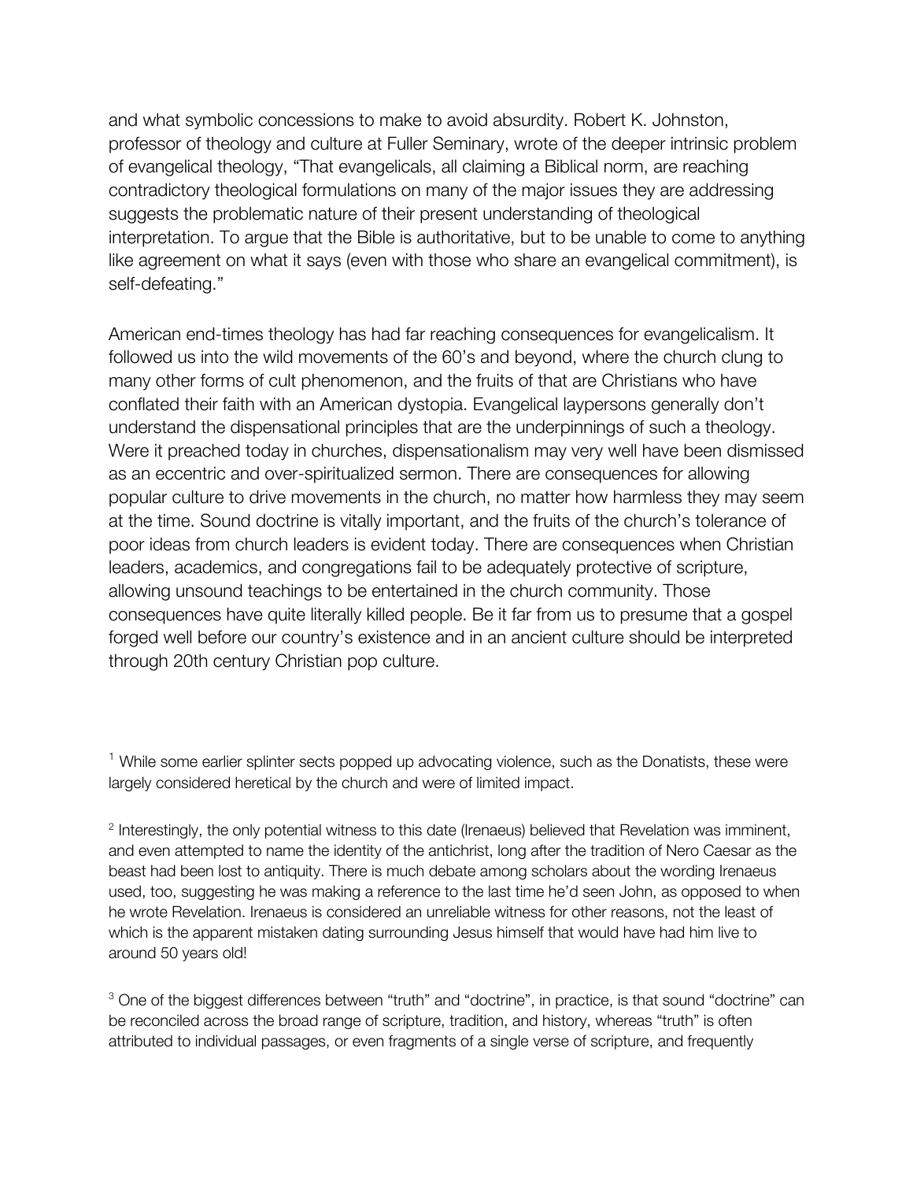and what symbolic concessions to make to avoid absurdity. Robert K. Johnston, professor of theology and culture at Fuller Seminary, wrote of the deeper intrinsic problem of evangelical theology, "That evangelicals, all claiming a Biblical norm, are reaching contradictory theological formulations on many of the major issues they are addressing suggests the problematic nature of their present understanding of theological interpretation. To argue that the Bible is authoritative, but to be unable to come to anything like agreement on what it says (even with those who share an evangelical commitment), is self-defeating."

American end-times theology has had far reaching consequences for evangelicalism. It followed us into the wild movements of the 60's and beyond, where the church clung to many other forms of cult phenomenon, and the fruits of that are Christians who have conflated their faith with an American dystopia. Evangelical laypersons generally don't understand the dispensational principles that are the underpinnings of such a theology. Were it preached today in churches, dispensationalism may very well have been dismissed as an eccentric and over-spiritualized sermon. There are consequences for allowing popular culture to drive movements in the church, no matter how harmless they may seem at the time. Sound doctrine is vitally important, and the fruits of the church's tolerance of poor ideas from church leaders is evident today. There are consequences when Christian leaders, academics, and congregations fail to be adequately protective of scripture, allowing unsound teachings to be entertained in the church community. Those consequences have quite literally killed people. Be it far from us to presume that a gospel forged well before our country's existence and in an ancient culture should be interpreted through 20th century Christian pop culture.

[1] While some earlier splinter sects popped up advocating violence, such as the Donatists, these were largely considered heretical by the church and were of limited impact.

[2] Interestingly, the only potential witness to this date (Irenaeus) believed that Revelation was imminent, and even attempted to name the identity of the antichrist, long after the tradition of Nero Caesar as the beast had been lost to antiquity. There is much debate among scholars about the wording Irenaeus used, too, suggesting he was making a reference to the last time he'd seen John, as opposed to when he wrote Revelation. Irenaeus is considered an unreliable witness for other reasons, not the least of which is the apparent mistaken dating surrounding Jesus himself that would have had him live to around 50 years old!

[3] One of the biggest differences between "truth" and "doctrine", in practice, is that sound "doctrine" can be reconciled across the broad range of scripture, tradition, and history, whereas "truth" is often attributed to individual passages, or even fragments of a single verse of scripture, and frequently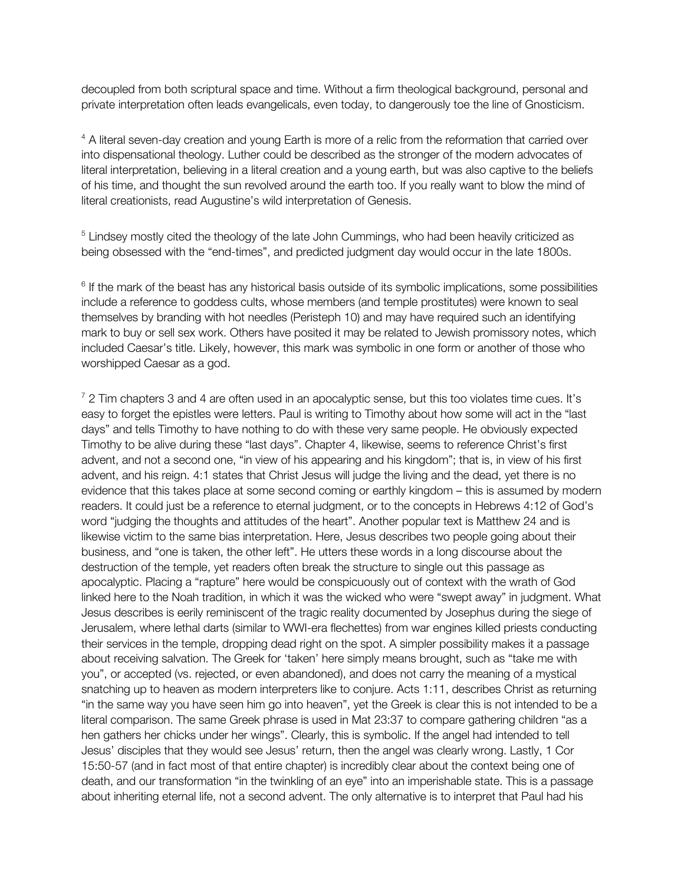decoupled from both scriptural space and time. Without a firm theological background, personal and private interpretation often leads evangelicals, even today, to dangerously toe the line of Gnosticism.

[4] A literal seven-day creation and young Earth is more of a relic from the reformation that carried over into dispensational theology. Luther could be described as the stronger of the modern advocates of literal interpretation, believing in a literal creation and a young earth, but was also captive to the beliefs of his time, and thought the sun revolved around the earth too. If you really want to blow the mind of literal creationists, read Augustine's wild interpretation of Genesis.

[5] Lindsey mostly cited the theology of the late John Cummings, who had been heavily criticized as being obsessed with the "end-times", and predicted judgment day would occur in the late 1800s.

[6] If the mark of the beast has any historical basis outside of its symbolic implications, some possibilities include a reference to goddess cults, whose members (and temple prostitutes) were known to seal themselves by branding with hot needles (Peristeph 10) and may have required such an identifying mark to buy or sell sex work. Others have posited it may be related to Jewish promissory notes, which included Caesar's title. Likely, however, this mark was symbolic in one form or another of those who worshipped Caesar as a god.

[7] 2 Tim chapters 3 and 4 are often used in an apocalyptic sense, but this too violates time cues. It's easy to forget the epistles were letters. Paul is writing to Timothy about how some will act in the "last days" and tells Timothy to have nothing to do with these very same people. He obviously expected Timothy to be alive during these "last days". Chapter 4, likewise, seems to reference Christ's first advent, and not a second one, "in view of his appearing and his kingdom"; that is, in view of his first advent, and his reign. 4:1 states that Christ Jesus will judge the living and the dead, yet there is no evidence that this takes place at some second coming or earthly kingdom – this is assumed by modern readers. It could just be a reference to eternal judgment, or to the concepts in Hebrews 4:12 of God's word "judging the thoughts and attitudes of the heart". Another popular text is Matthew 24 and is likewise victim to the same bias interpretation. Here, Jesus describes two people going about their business, and "one is taken, the other left". He utters these words in a long discourse about the destruction of the temple, yet readers often break the structure to single out this passage as apocalyptic. Placing a "rapture" here would be conspicuously out of context with the wrath of God linked here to the Noah tradition, in which it was the wicked who were "swept away" in judgment. What Jesus describes is eerily reminiscent of the tragic reality documented by Josephus during the siege of Jerusalem, where lethal darts (similar to WWI-era flechettes) from war engines killed priests conducting their services in the temple, dropping dead right on the spot. A simpler possibility makes it a passage about receiving salvation. The Greek for 'taken' here simply means brought, such as "take me with you", or accepted (vs. rejected, or even abandoned), and does not carry the meaning of a mystical snatching up to heaven as modern interpreters like to conjure. Acts 1:11, describes Christ as returning "in the same way you have seen him go into heaven", yet the Greek is clear this is not intended to be a literal comparison. The same Greek phrase is used in Mat 23:37 to compare gathering children "as a hen gathers her chicks under her wings". Clearly, this is symbolic. If the angel had intended to tell Jesus' disciples that they would see Jesus' return, then the angel was clearly wrong. Lastly, 1 Cor 15:50-57 (and in fact most of that entire chapter) is incredibly clear about the context being one of death, and our transformation "in the twinkling of an eye" into an imperishable state. This is a passage about inheriting eternal life, not a second advent. The only alternative is to interpret that Paul had his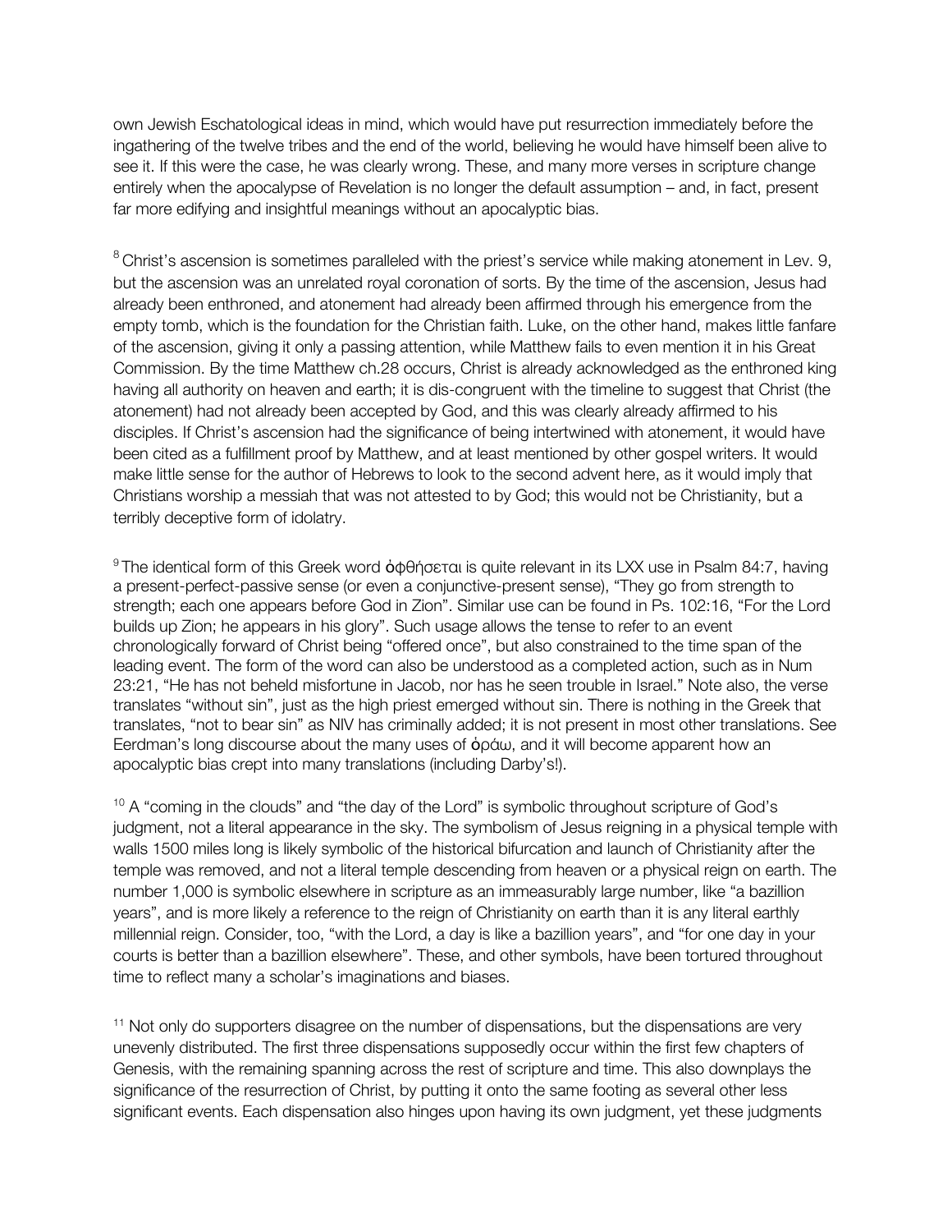own Jewish Eschatological ideas in mind, which would have put resurrection immediately before the ingathering of the twelve tribes and the end of the world, believing he would have himself been alive to see it. If this were the case, he was clearly wrong. These, and many more verses in scripture change entirely when the apocalypse of Revelation is no longer the default assumption – and, in fact, present far more edifying and insightful meanings without an apocalyptic bias.

[8] Christ's ascension is sometimes paralleled with the priest's service while making atonement in Lev. 9, but the ascension was an unrelated royal coronation of sorts. By the time of the ascension, Jesus had already been enthroned, and atonement had already been affirmed through his emergence from the empty tomb, which is the foundation for the Christian faith. Luke, on the other hand, makes little fanfare of the ascension, giving it only a passing attention, while Matthew fails to even mention it in his Great Commission. By the time Matthew ch.28 occurs, Christ is already acknowledged as the enthroned king having all authority on heaven and earth; it is dis-congruent with the timeline to suggest that Christ (the atonement) had not already been accepted by God, and this was clearly already affirmed to his disciples. If Christ's ascension had the significance of being intertwined with atonement, it would have been cited as a fulfillment proof by Matthew, and at least mentioned by other gospel writers. It would make little sense for the author of Hebrews to look to the second advent here, as it would imply that Christians worship a messiah that was not attested to by God; this would not be Christianity, but a terribly deceptive form of idolatry.

[9] The identical form of this Greek word ὀφθήσεται is quite relevant in its LXX use in Psalm 84:7, having a present-perfect-passive sense (or even a conjunctive-present sense), "They go from strength to strength; each one appears before God in Zion". Similar use can be found in Ps. 102:16, "For the Lord builds up Zion; he appears in his glory". Such usage allows the tense to refer to an event chronologically forward of Christ being "offered once", but also constrained to the time span of the leading event. The form of the word can also be understood as a completed action, such as in Num 23:21, "He has not beheld misfortune in Jacob, nor has he seen trouble in Israel." Note also, the verse translates "without sin", just as the high priest emerged without sin. There is nothing in the Greek that translates, "not to bear sin" as NIV has criminally added; it is not present in most other translations. See Eerdman's long discourse about the many uses of ὁράω, and it will become apparent how an apocalyptic bias crept into many translations (including Darby's!).

[10] A "coming in the clouds" and "the day of the Lord" is symbolic throughout scripture of God's judgment, not a literal appearance in the sky. The symbolism of Jesus reigning in a physical temple with walls 1500 miles long is likely symbolic of the historical bifurcation and launch of Christianity after the temple was removed, and not a literal temple descending from heaven or a physical reign on earth. The number 1,000 is symbolic elsewhere in scripture as an immeasurably large number, like "a bazillion years", and is more likely a reference to the reign of Christianity on earth than it is any literal earthly millennial reign. Consider, too, "with the Lord, a day is like a bazillion years", and "for one day in your courts is better than a bazillion elsewhere". These, and other symbols, have been tortured throughout time to reflect many a scholar's imaginations and biases.

[11] Not only do supporters disagree on the number of dispensations, but the dispensations are very unevenly distributed. The first three dispensations supposedly occur within the first few chapters of Genesis, with the remaining spanning across the rest of scripture and time. This also downplays the significance of the resurrection of Christ, by putting it onto the same footing as several other less significant events. Each dispensation also hinges upon having its own judgment, yet these judgments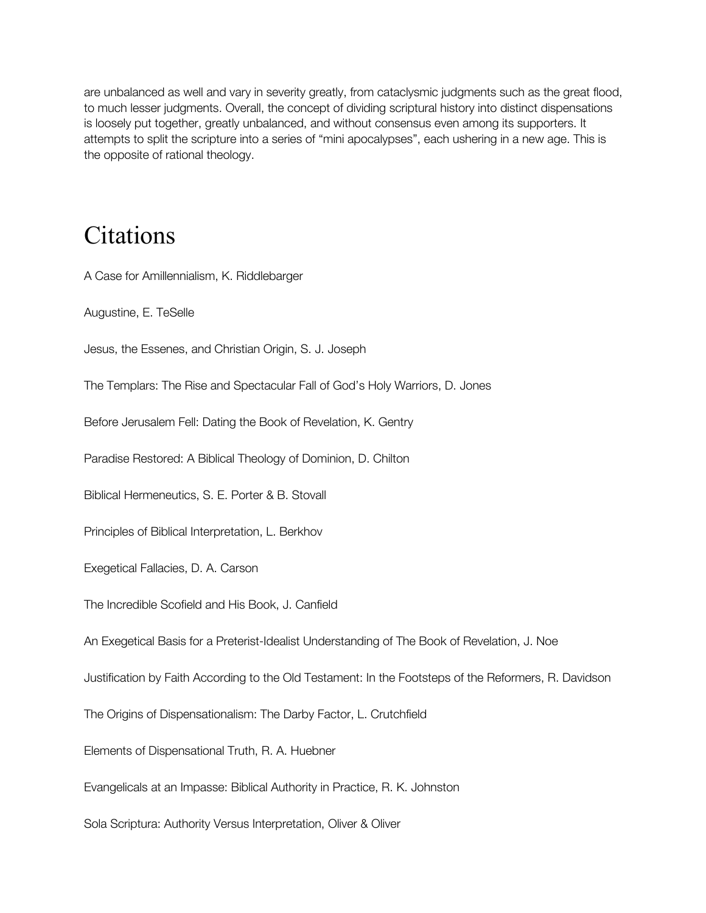are unbalanced as well and vary in severity greatly, from cataclysmic judgments such as the great flood, to much lesser judgments. Overall, the concept of dividing scriptural history into distinct dispensations is loosely put together, greatly unbalanced, and without consensus even among its supporters. It attempts to split the scripture into a series of "mini apocalypses", each ushering in a new age. This is the opposite of rational theology.

# Citations

A Case for Amillennialism, K. Riddlebarger

Augustine, E. TeSelle

Jesus, the Essenes, and Christian Origin, S. J. Joseph

The Templars: The Rise and Spectacular Fall of God's Holy Warriors, D. Jones

Before Jerusalem Fell: Dating the Book of Revelation, K. Gentry

Paradise Restored: A Biblical Theology of Dominion, D. Chilton

Biblical Hermeneutics, S. E. Porter & B. Stovall

Principles of Biblical Interpretation, L. Berkhov

Exegetical Fallacies, D. A. Carson

The Incredible Scofield and His Book, J. Canfield

An Exegetical Basis for a Preterist-Idealist Understanding of The Book of Revelation, J. Noe

Justification by Faith According to the Old Testament: In the Footsteps of the Reformers, R. Davidson

The Origins of Dispensationalism: The Darby Factor, L. Crutchfield

Elements of Dispensational Truth, R. A. Huebner

Evangelicals at an Impasse: Biblical Authority in Practice, R. K. Johnston

Sola Scriptura: Authority Versus Interpretation, Oliver & Oliver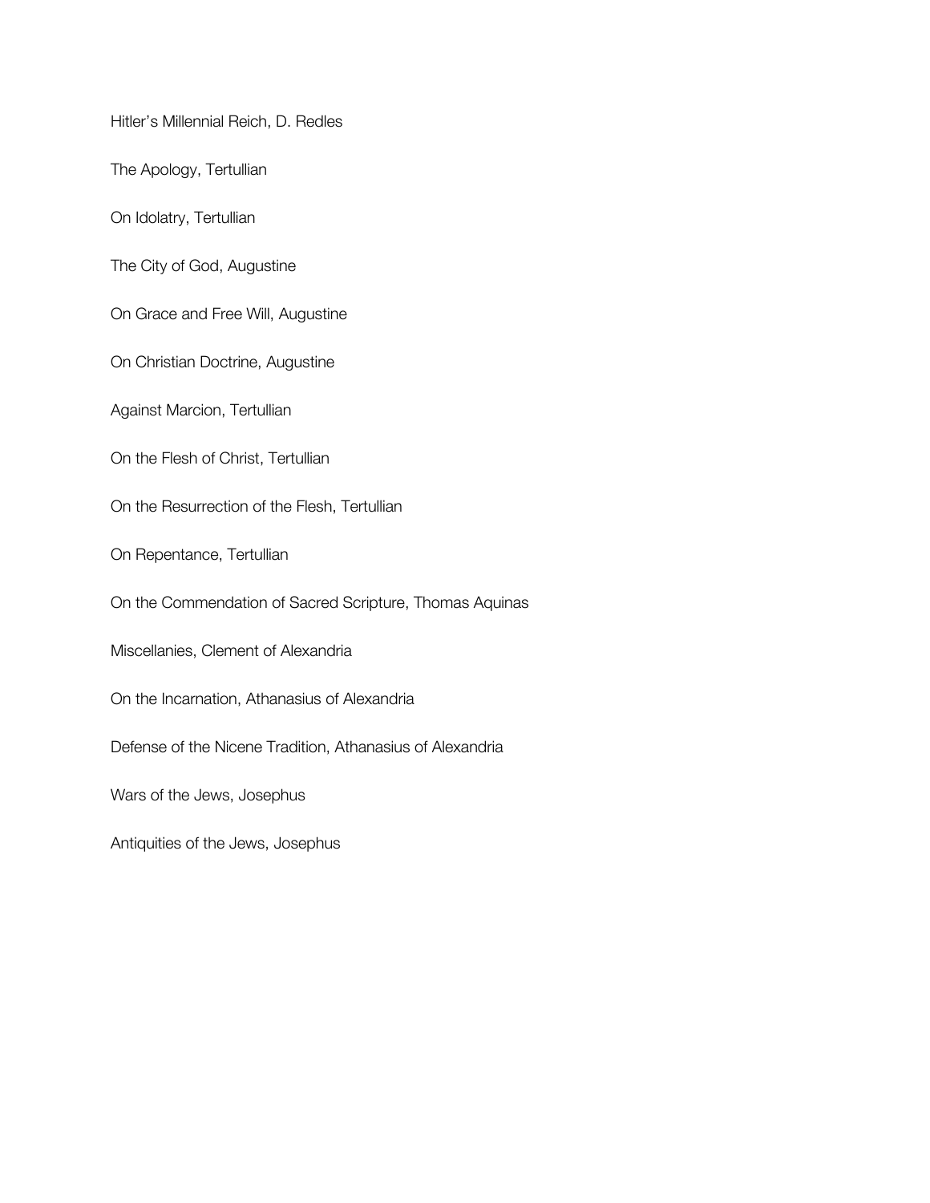Hitler's Millennial Reich, D. Redles

The Apology, Tertullian

On Idolatry, Tertullian

The City of God, Augustine

On Grace and Free Will, Augustine

On Christian Doctrine, Augustine

Against Marcion, Tertullian

On the Flesh of Christ, Tertullian

On the Resurrection of the Flesh, Tertullian

On Repentance, Tertullian

On the Commendation of Sacred Scripture, Thomas Aquinas

Miscellanies, Clement of Alexandria

On the Incarnation, Athanasius of Alexandria

Defense of the Nicene Tradition, Athanasius of Alexandria

Wars of the Jews, Josephus

Antiquities of the Jews, Josephus